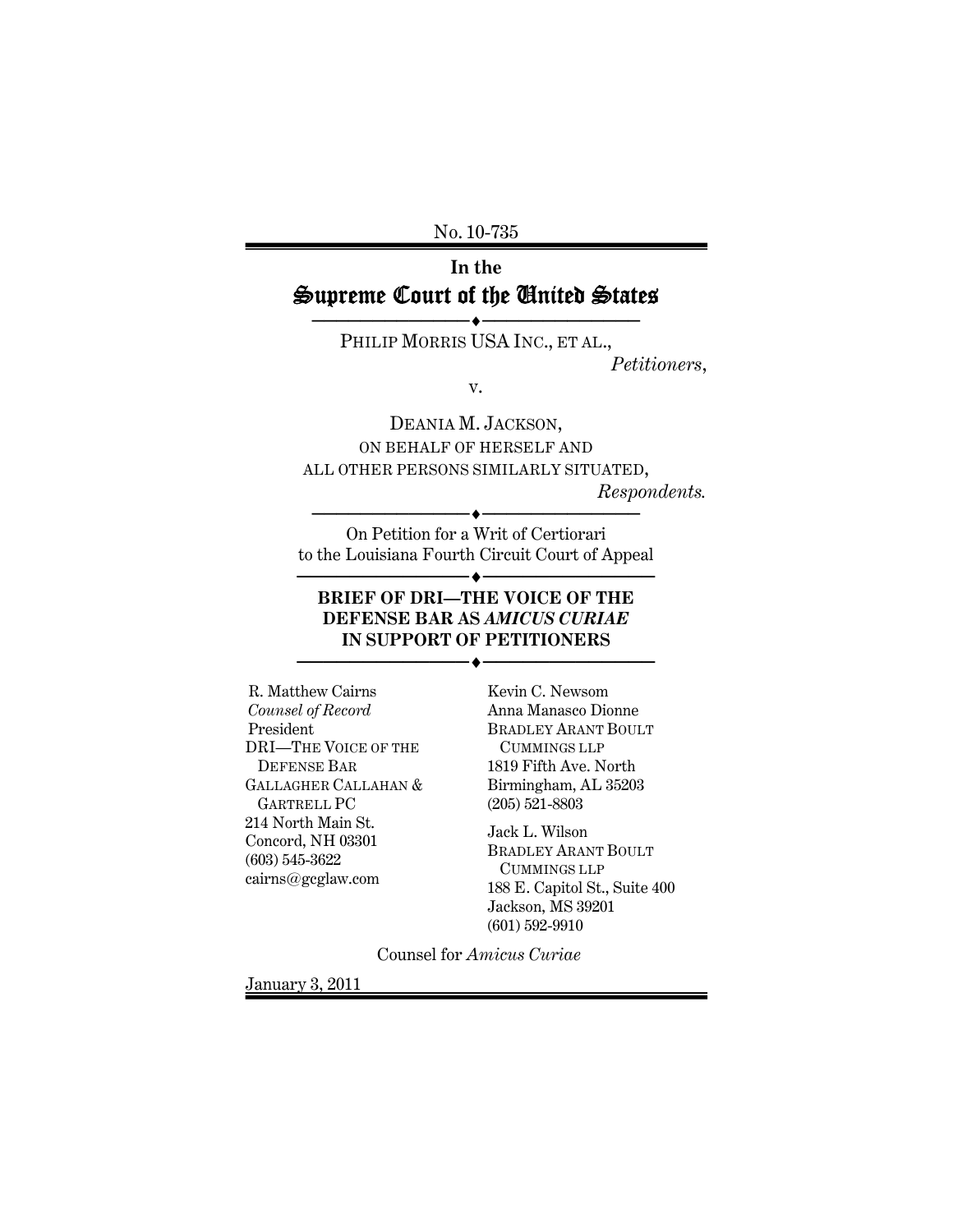No. 10-735

# In the Supreme Court of the United States

PHILIP MORRIS USA INC., ET AL.,
*Petitioners*,

v.

DEANIA M. JACKSON,
ON BEHALF OF HERSELF AND
ALL OTHER PERSONS SIMILARLY SITUATED,
*Respondents.*

On Petition for a Writ of Certiorari
to the Louisiana Fourth Circuit Court of Appeal

**BRIEF OF DRI—THE VOICE OF THE DEFENSE BAR AS *AMICUS CURIAE* IN SUPPORT OF PETITIONERS**

R. Matthew Cairns
*Counsel of Record*
President
DRI—THE VOICE OF THE DEFENSE BAR
GALLAGHER CALLAHAN & GARTRELL PC
214 North Main St.
Concord, NH 03301
(603) 545-3622
cairns@gcglaw.com

Kevin C. Newsom
Anna Manasco Dionne
BRADLEY ARANT BOULT CUMMINGS LLP
1819 Fifth Ave. North
Birmingham, AL 35203
(205) 521-8803

Jack L. Wilson
BRADLEY ARANT BOULT CUMMINGS LLP
188 E. Capitol St., Suite 400
Jackson, MS 39201
(601) 592-9910

Counsel for *Amicus Curiae*

January 3, 2011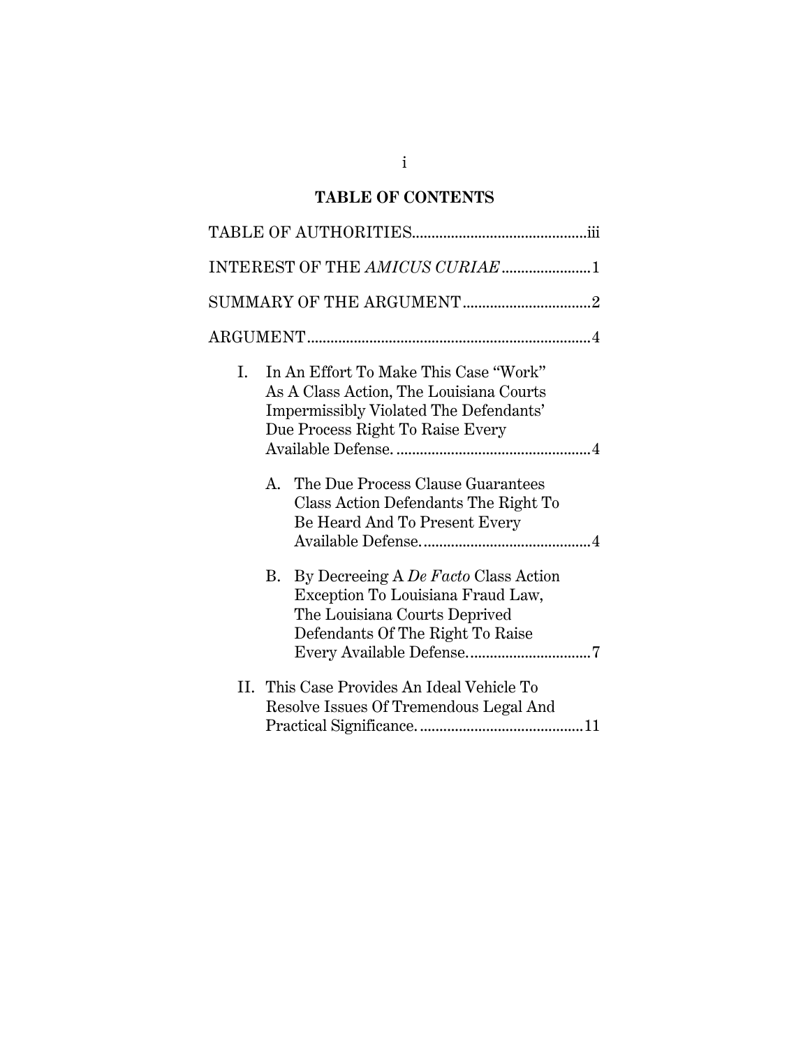# TABLE OF CONTENTS

TABLE OF AUTHORITIES .......................................... iii

INTEREST OF THE *AMICUS CURIAE* ...................... 1

SUMMARY OF THE ARGUMENT ................................ 2

ARGUMENT ........................................................................ 4

I. In An Effort To Make This Case "Work" As A Class Action, The Louisiana Courts Impermissibly Violated The Defendants' Due Process Right To Raise Every Available Defense. ................................................. 4

   A. The Due Process Clause Guarantees Class Action Defendants The Right To Be Heard And To Present Every Available Defense. .......................................... 4

   B. By Decreeing A *De Facto* Class Action Exception To Louisiana Fraud Law, The Louisiana Courts Deprived Defendants Of The Right To Raise Every Available Defense. ............................... 7

II. This Case Provides An Ideal Vehicle To Resolve Issues Of Tremendous Legal And Practical Significance. .......................................... 11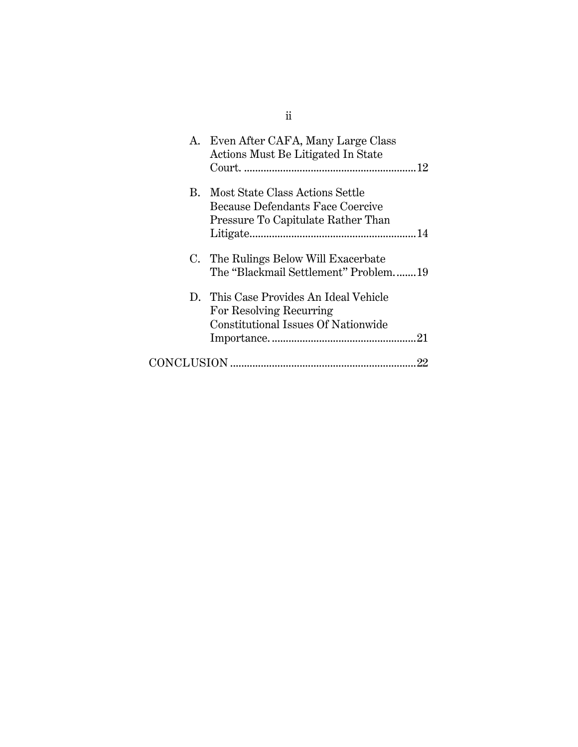A. Even After CAFA, Many Large Class Actions Must Be Litigated In State Court. .......... 12

B. Most State Class Actions Settle Because Defendants Face Coercive Pressure To Capitulate Rather Than Litigate .......... 14

C. The Rulings Below Will Exacerbate The "Blackmail Settlement" Problem. .......... 19

D. This Case Provides An Ideal Vehicle For Resolving Recurring Constitutional Issues Of Nationwide Importance. .......... 21

CONCLUSION .......... 22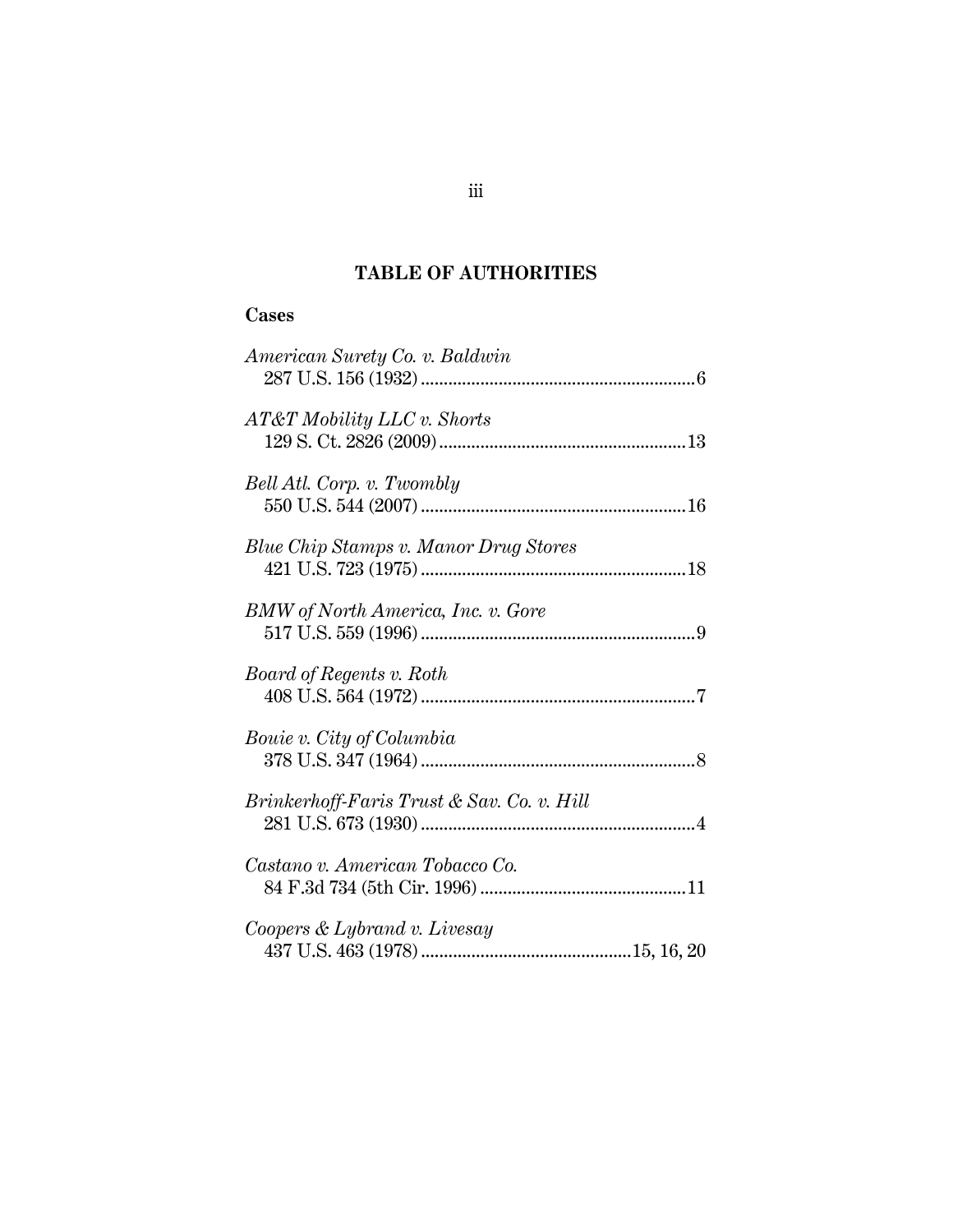## TABLE OF AUTHORITIES

### Cases

*American Surety Co. v. Baldwin*
287 U.S. 156 (1932) ............................................................6

*AT&T Mobility LLC v. Shorts*
129 S. Ct. 2826 (2009) ......................................................13

*Bell Atl. Corp. v. Twombly*
550 U.S. 544 (2007) ..........................................................16

*Blue Chip Stamps v. Manor Drug Stores*
421 U.S. 723 (1975) ..........................................................18

*BMW of North America, Inc. v. Gore*
517 U.S. 559 (1996) ............................................................9

*Board of Regents v. Roth*
408 U.S. 564 (1972) ............................................................7

*Bouie v. City of Columbia*
378 U.S. 347 (1964) ............................................................8

*Brinkerhoff-Faris Trust & Sav. Co. v. Hill*
281 U.S. 673 (1930) ............................................................4

*Castano v. American Tobacco Co.*
84 F.3d 734 (5th Cir. 1996) .............................................11

*Coopers & Lybrand v. Livesay*
437 U.S. 463 (1978) .............................................15, 16, 20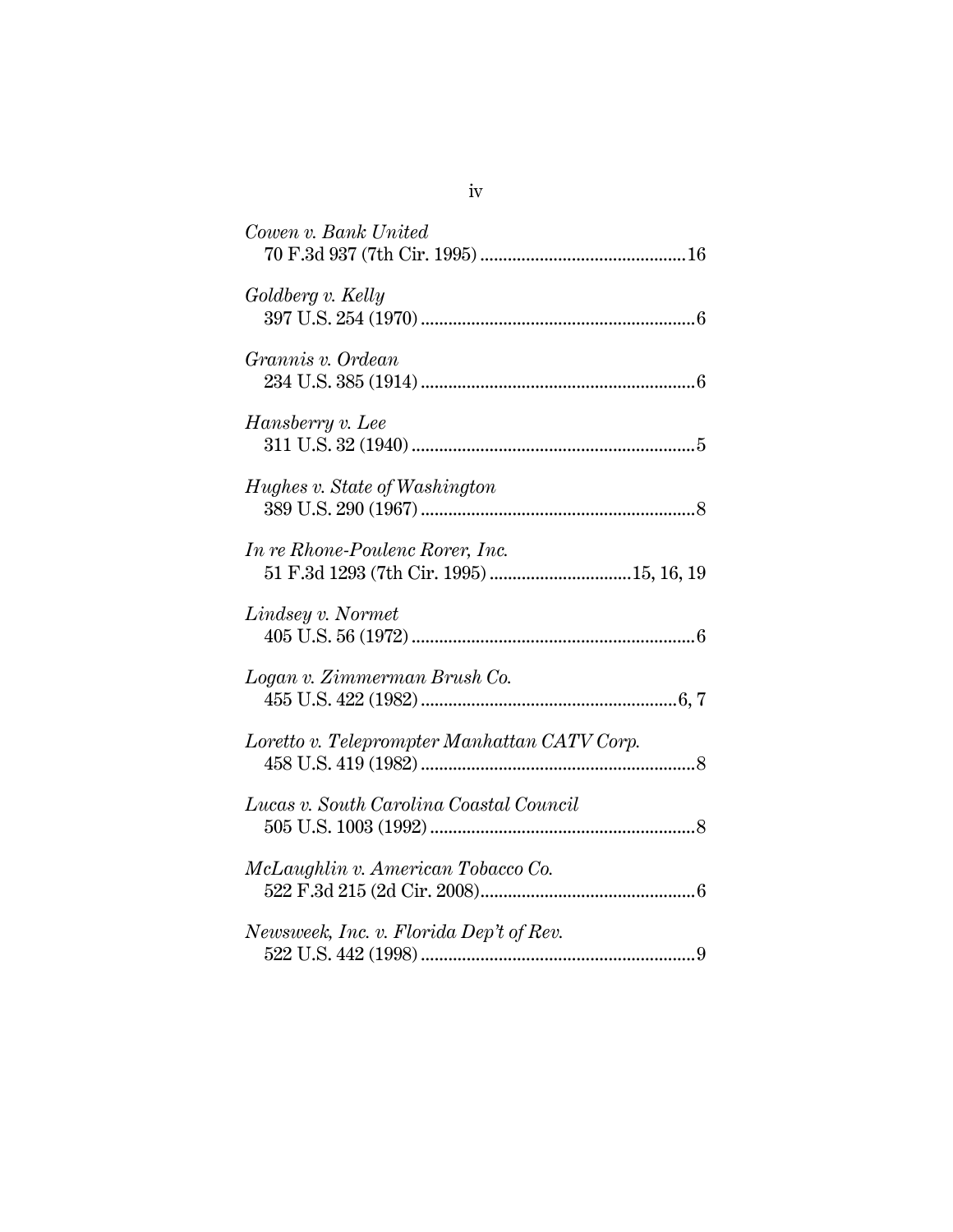*Cowen v. Bank United*
70 F.3d 937 (7th Cir. 1995) .............................................16

*Goldberg v. Kelly*
397 U.S. 254 (1970) ............................................................6

*Grannis v. Ordean*
234 U.S. 385 (1914) ............................................................6

*Hansberry v. Lee*
311 U.S. 32 (1940) ..............................................................5

*Hughes v. State of Washington*
389 U.S. 290 (1967) ............................................................8

*In re Rhone-Poulenc Rorer, Inc.*
51 F.3d 1293 (7th Cir. 1995) ..............................15, 16, 19

*Lindsey v. Normet*
405 U.S. 56 (1972) ..............................................................6

*Logan v. Zimmerman Brush Co.*
455 U.S. 422 (1982) ........................................................6, 7

*Loretto v. Teleprompter Manhattan CATV Corp.*
458 U.S. 419 (1982) ............................................................8

*Lucas v. South Carolina Coastal Council*
505 U.S. 1003 (1992) ..........................................................8

*McLaughlin v. American Tobacco Co.*
522 F.3d 215 (2d Cir. 2008)...............................................6

*Newsweek, Inc. v. Florida Dep't of Rev.*
522 U.S. 442 (1998) ............................................................9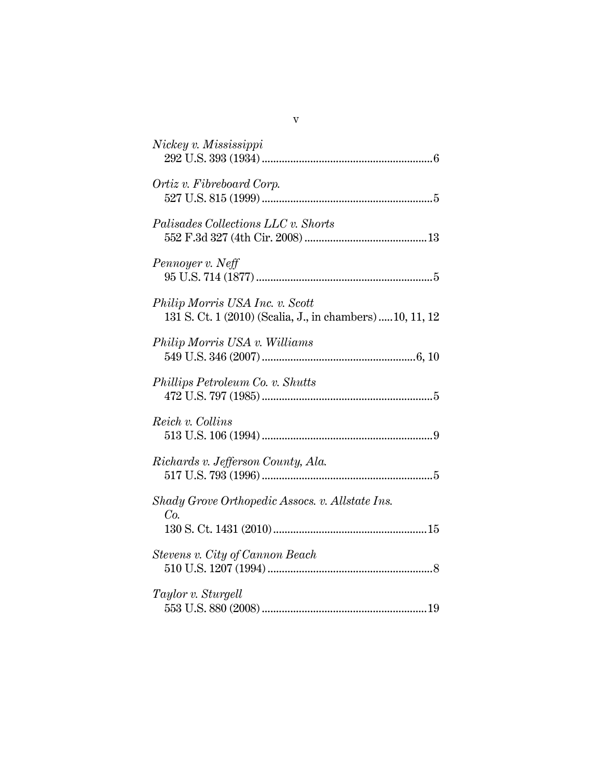*Nickey v. Mississippi*
292 U.S. 393 (1934)............................................................6

*Ortiz v. Fibreboard Corp.*
527 U.S. 815 (1999)............................................................5

*Palisades Collections LLC v. Shorts*
552 F.3d 327 (4th Cir. 2008)...........................................13

*Pennoyer v. Neff*
95 U.S. 714 (1877)..............................................................5

*Philip Morris USA Inc. v. Scott*
131 S. Ct. 1 (2010) (Scalia, J., in chambers).....10, 11, 12

*Philip Morris USA v. Williams*
549 U.S. 346 (2007)......................................................6, 10

*Phillips Petroleum Co. v. Shutts*
472 U.S. 797 (1985)............................................................5

*Reich v. Collins*
513 U.S. 106 (1994)............................................................9

*Richards v. Jefferson County, Ala.*
517 U.S. 793 (1996)............................................................5

*Shady Grove Orthopedic Assocs. v. Allstate Ins. Co.*
130 S. Ct. 1431 (2010)......................................................15

*Stevens v. City of Cannon Beach*
510 U.S. 1207 (1994)..........................................................8

*Taylor v. Sturgell*
553 U.S. 880 (2008)..........................................................19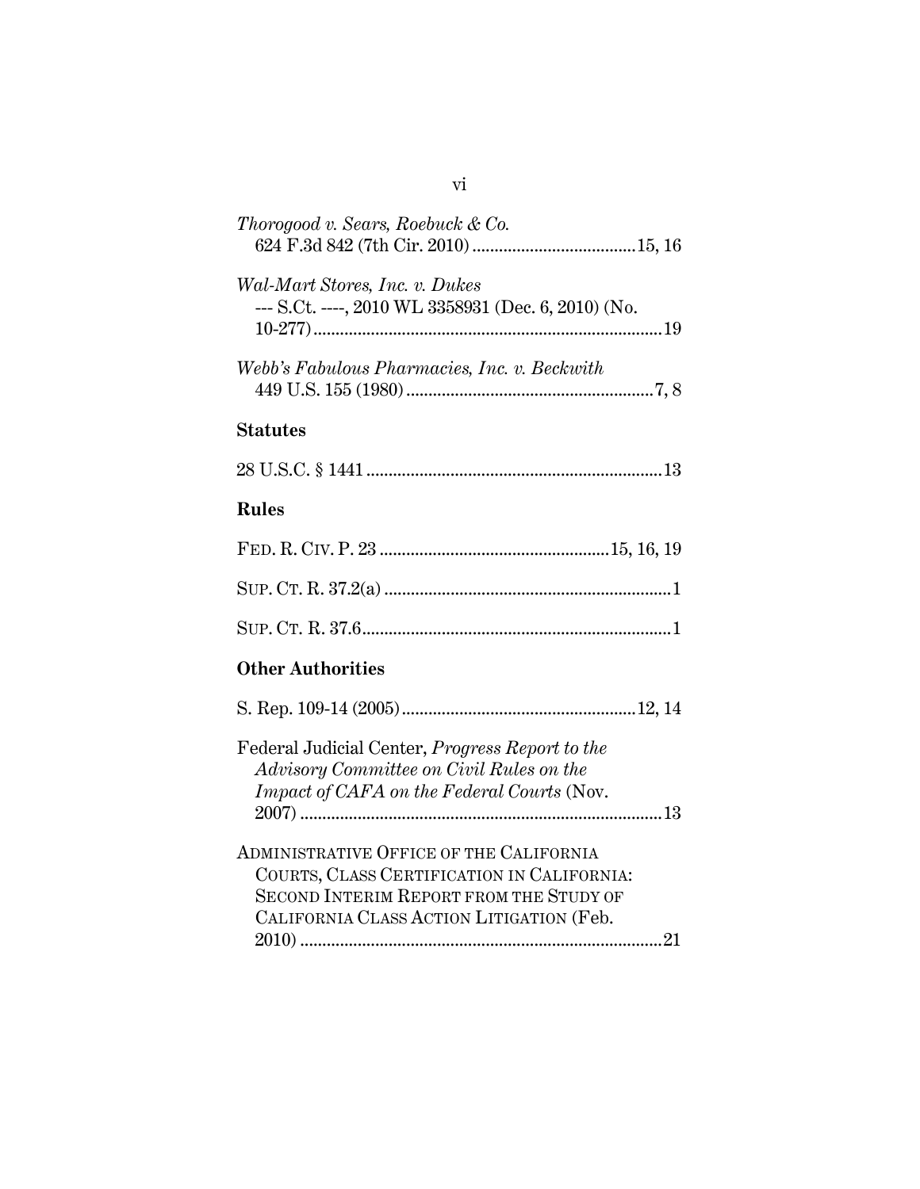*Thorogood v. Sears, Roebuck & Co.*
624 F.3d 842 (7th Cir. 2010) .................................... 15, 16

*Wal-Mart Stores, Inc. v. Dukes*
--- S.Ct. ----, 2010 WL 3358931 (Dec. 6, 2010) (No. 10-277) .............................................................................. 19

*Webb's Fabulous Pharmacies, Inc. v. Beckwith*
449 U.S. 155 (1980) ....................................................... 7, 8

## Statutes

28 U.S.C. § 1441 .................................................................. 13

## Rules

FED. R. CIV. P. 23 ................................................... 15, 16, 19

SUP. CT. R. 37.2(a) ................................................................ 1

SUP. CT. R. 37.6 ...................................................................... 1

## Other Authorities

S. Rep. 109-14 (2005) .................................................... 12, 14

Federal Judicial Center, *Progress Report to the Advisory Committee on Civil Rules on the Impact of CAFA on the Federal Courts* (Nov. 2007) ................................................................................. 13

ADMINISTRATIVE OFFICE OF THE CALIFORNIA COURTS, CLASS CERTIFICATION IN CALIFORNIA: SECOND INTERIM REPORT FROM THE STUDY OF CALIFORNIA CLASS ACTION LITIGATION (Feb. 2010) ................................................................................. 21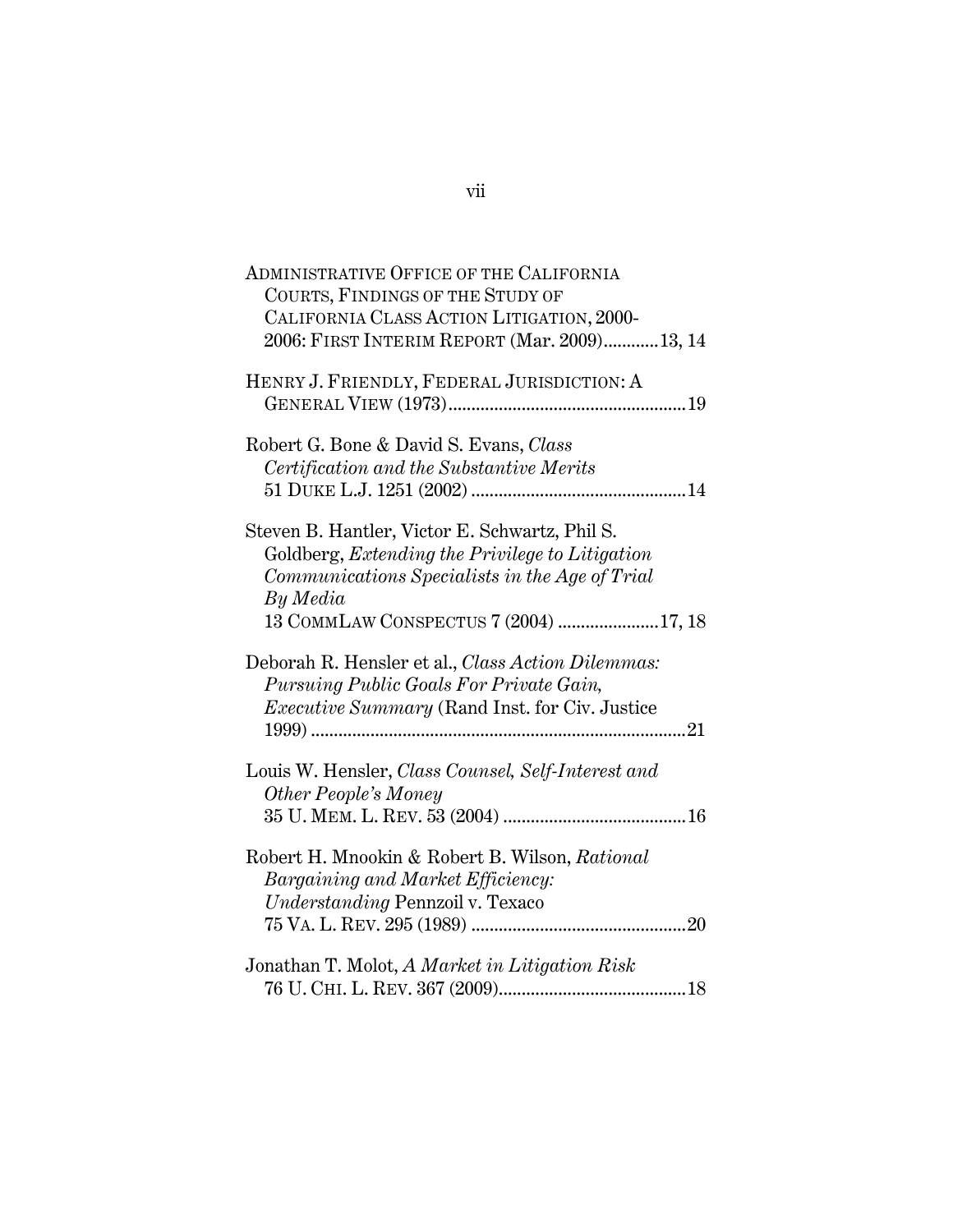ADMINISTRATIVE OFFICE OF THE CALIFORNIA COURTS, FINDINGS OF THE STUDY OF CALIFORNIA CLASS ACTION LITIGATION, 2000-2006: FIRST INTERIM REPORT (Mar. 2009)............13, 14

HENRY J. FRIENDLY, FEDERAL JURISDICTION: A GENERAL VIEW (1973)....................................................19

Robert G. Bone & David S. Evans, *Class Certification and the Substantive Merits* 51 DUKE L.J. 1251 (2002) ...............................................14

Steven B. Hantler, Victor E. Schwartz, Phil S. Goldberg, *Extending the Privilege to Litigation Communications Specialists in the Age of Trial By Media* 13 COMMLAW CONSPECTUS 7 (2004) ......................17, 18

Deborah R. Hensler et al., *Class Action Dilemmas: Pursuing Public Goals For Private Gain, Executive Summary* (Rand Inst. for Civ. Justice 1999) ..................................................................................21

Louis W. Hensler, *Class Counsel, Self-Interest and Other People's Money* 35 U. MEM. L. REV. 53 (2004) ........................................16

Robert H. Mnookin & Robert B. Wilson, *Rational Bargaining and Market Efficiency: Understanding* Pennzoil v. Texaco 75 VA. L. REV. 295 (1989) ...............................................20

Jonathan T. Molot, *A Market in Litigation Risk* 76 U. CHI. L. REV. 367 (2009).........................................18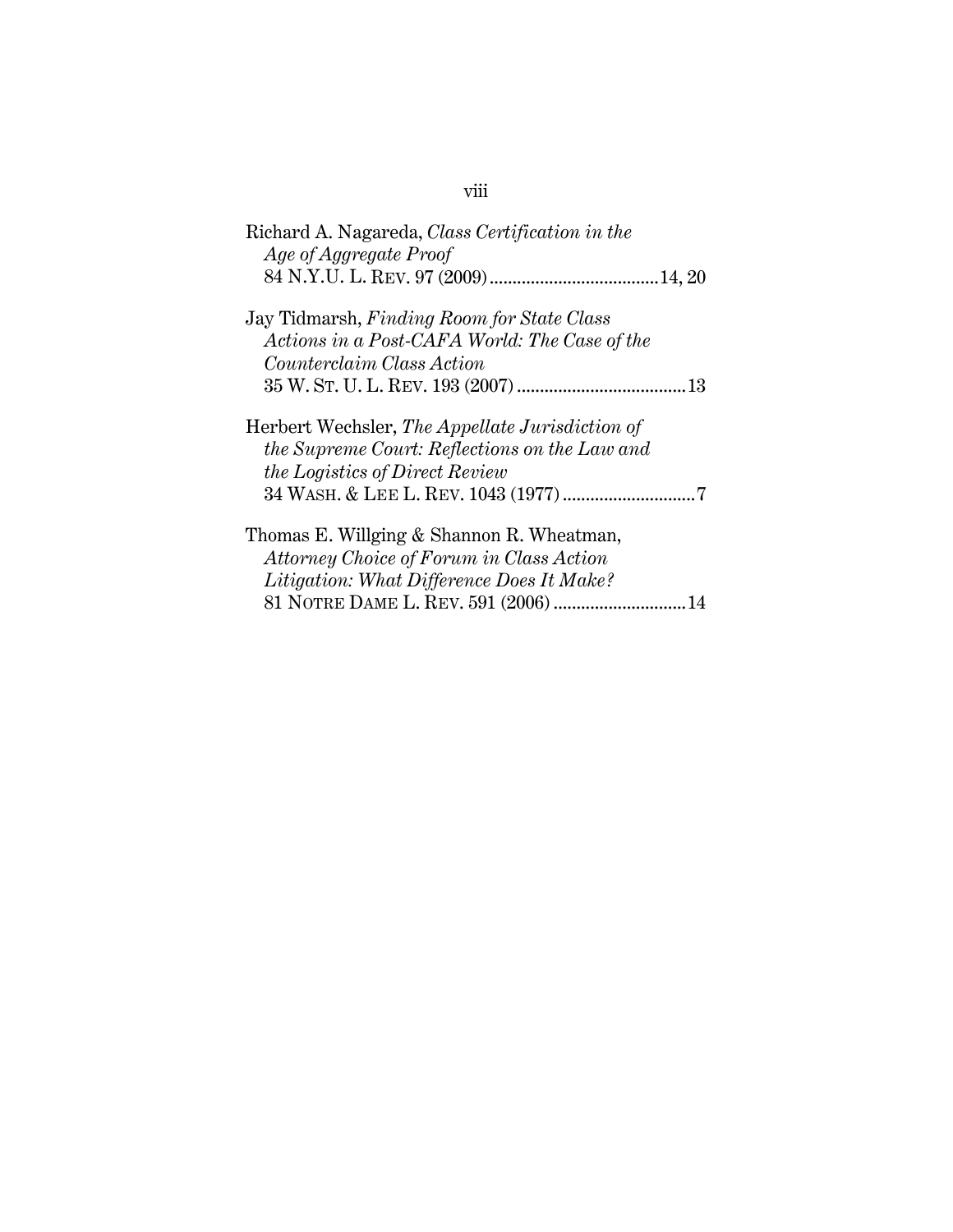Richard A. Nagareda, *Class Certification in the Age of Aggregate Proof*
84 N.Y.U. L. REV. 97 (2009) ....................................14, 20

Jay Tidmarsh, *Finding Room for State Class Actions in a Post-CAFA World: The Case of the Counterclaim Class Action*
35 W. ST. U. L. REV. 193 (2007) .....................................13

Herbert Wechsler, *The Appellate Jurisdiction of the Supreme Court: Reflections on the Law and the Logistics of Direct Review*
34 WASH. & LEE L. REV. 1043 (1977) .............................7

Thomas E. Willging & Shannon R. Wheatman, *Attorney Choice of Forum in Class Action Litigation: What Difference Does It Make?*
81 NOTRE DAME L. REV. 591 (2006) ............................14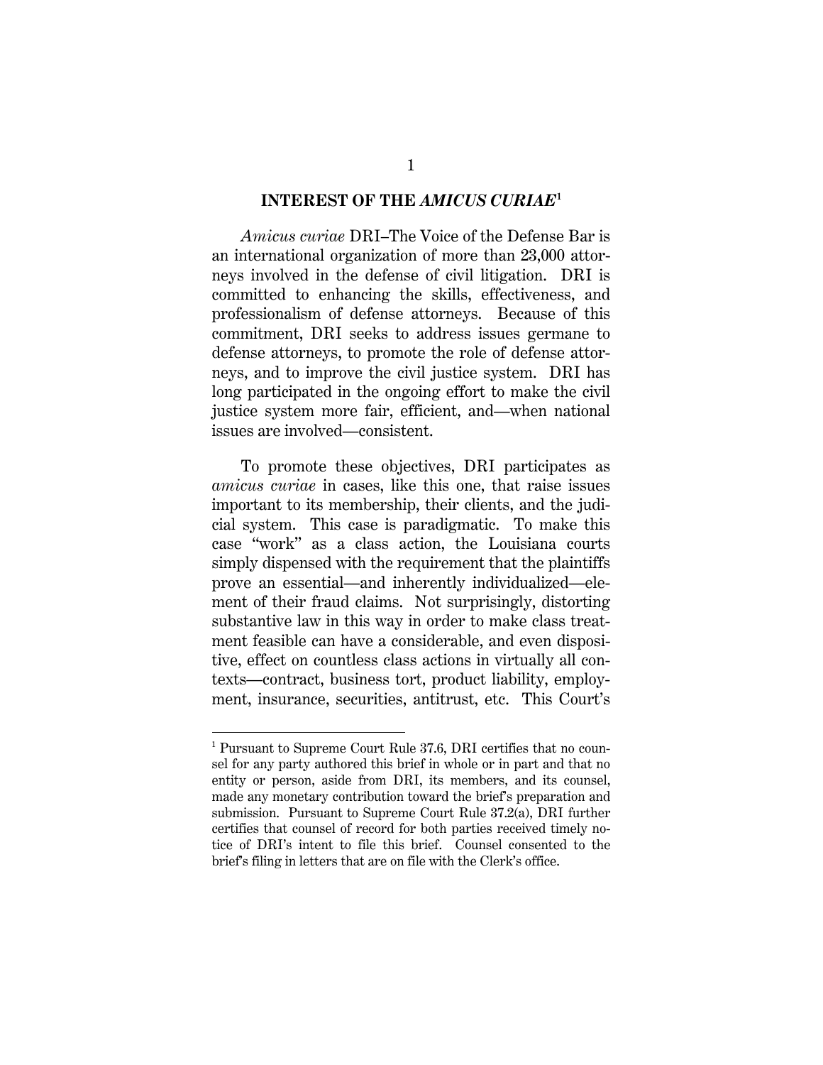## INTEREST OF THE *AMICUS CURIAE*[1]

*Amicus curiae* DRI–The Voice of the Defense Bar is an international organization of more than 23,000 attorneys involved in the defense of civil litigation. DRI is committed to enhancing the skills, effectiveness, and professionalism of defense attorneys. Because of this commitment, DRI seeks to address issues germane to defense attorneys, to promote the role of defense attorneys, and to improve the civil justice system. DRI has long participated in the ongoing effort to make the civil justice system more fair, efficient, and—when national issues are involved—consistent.

To promote these objectives, DRI participates as *amicus curiae* in cases, like this one, that raise issues important to its membership, their clients, and the judicial system. This case is paradigmatic. To make this case "work" as a class action, the Louisiana courts simply dispensed with the requirement that the plaintiffs prove an essential—and inherently individualized—element of their fraud claims. Not surprisingly, distorting substantive law in this way in order to make class treatment feasible can have a considerable, and even dispositive, effect on countless class actions in virtually all contexts—contract, business tort, product liability, employment, insurance, securities, antitrust, etc. This Court's

---

[1] Pursuant to Supreme Court Rule 37.6, DRI certifies that no counsel for any party authored this brief in whole or in part and that no entity or person, aside from DRI, its members, and its counsel, made any monetary contribution toward the brief's preparation and submission. Pursuant to Supreme Court Rule 37.2(a), DRI further certifies that counsel of record for both parties received timely notice of DRI's intent to file this brief. Counsel consented to the brief's filing in letters that are on file with the Clerk's office.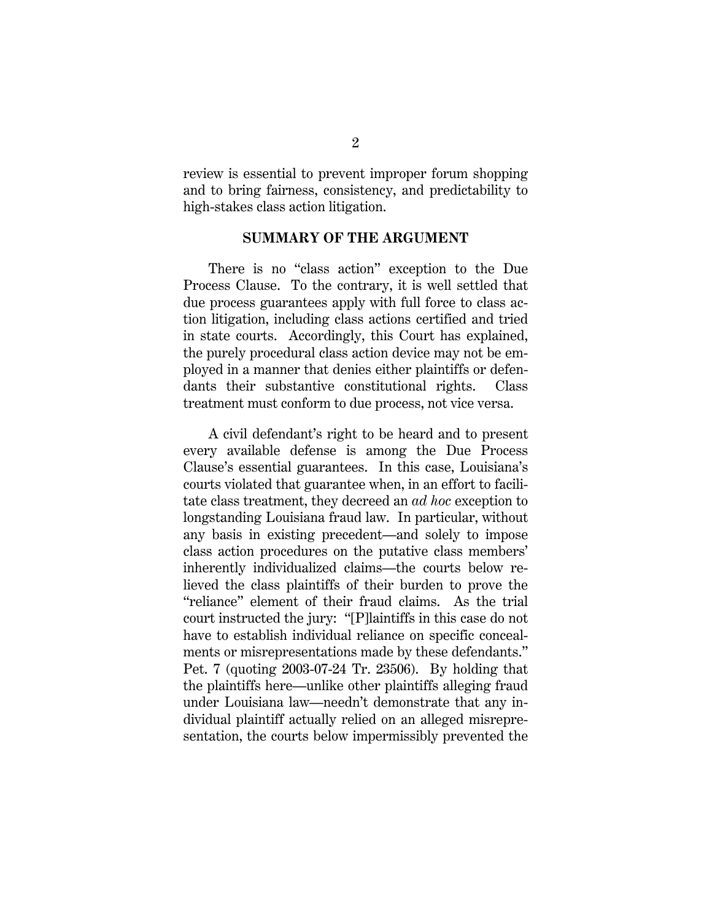review is essential to prevent improper forum shopping and to bring fairness, consistency, and predictability to high-stakes class action litigation.

## SUMMARY OF THE ARGUMENT

There is no "class action" exception to the Due Process Clause. To the contrary, it is well settled that due process guarantees apply with full force to class action litigation, including class actions certified and tried in state courts. Accordingly, this Court has explained, the purely procedural class action device may not be employed in a manner that denies either plaintiffs or defendants their substantive constitutional rights. Class treatment must conform to due process, not vice versa.

A civil defendant's right to be heard and to present every available defense is among the Due Process Clause's essential guarantees. In this case, Louisiana's courts violated that guarantee when, in an effort to facilitate class treatment, they decreed an *ad hoc* exception to longstanding Louisiana fraud law. In particular, without any basis in existing precedent—and solely to impose class action procedures on the putative class members' inherently individualized claims—the courts below relieved the class plaintiffs of their burden to prove the "reliance" element of their fraud claims. As the trial court instructed the jury: "[P]laintiffs in this case do not have to establish individual reliance on specific concealments or misrepresentations made by these defendants." Pet. 7 (quoting 2003-07-24 Tr. 23506). By holding that the plaintiffs here—unlike other plaintiffs alleging fraud under Louisiana law—needn't demonstrate that any individual plaintiff actually relied on an alleged misrepresentation, the courts below impermissibly prevented the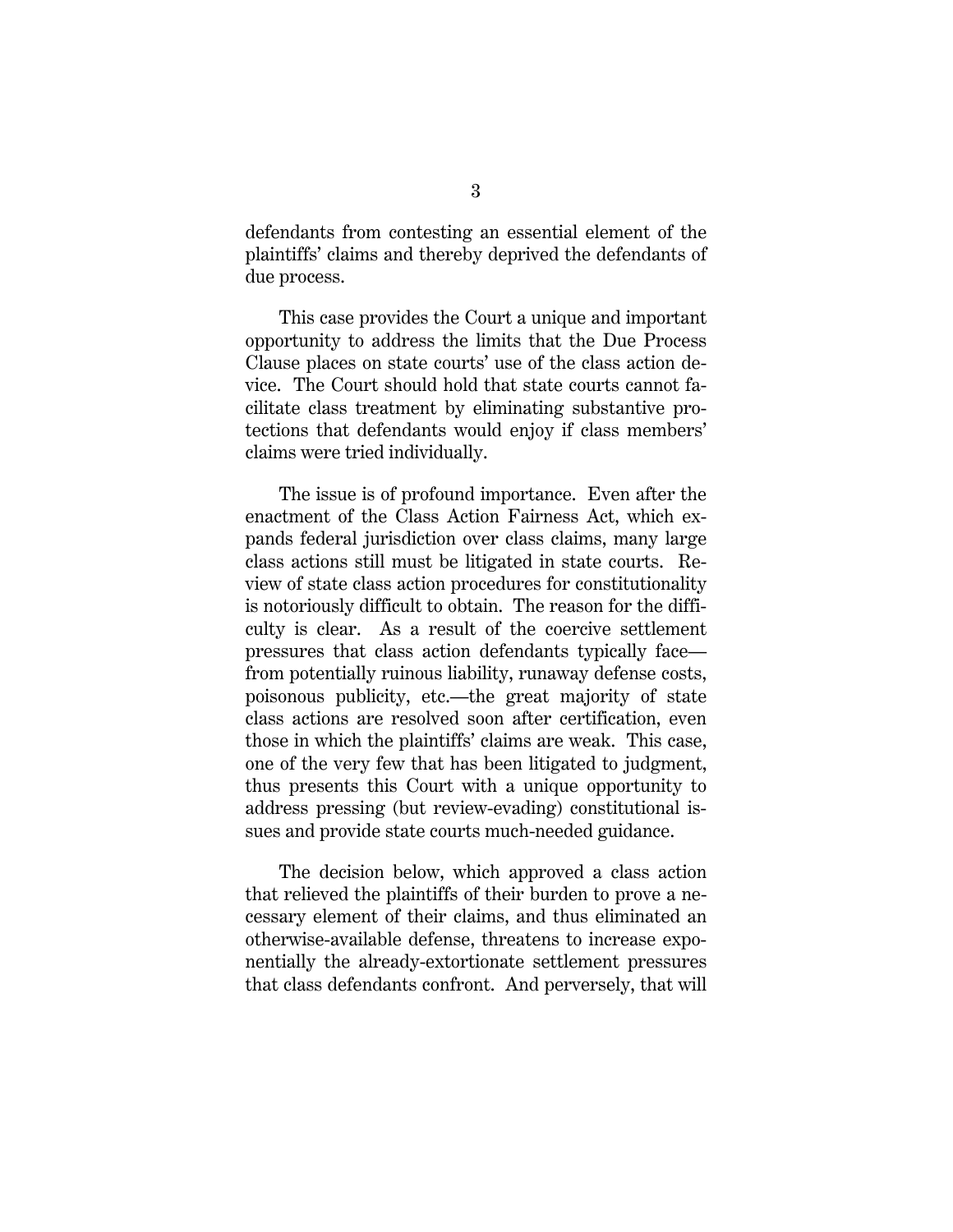defendants from contesting an essential element of the plaintiffs' claims and thereby deprived the defendants of due process.

This case provides the Court a unique and important opportunity to address the limits that the Due Process Clause places on state courts' use of the class action device. The Court should hold that state courts cannot facilitate class treatment by eliminating substantive protections that defendants would enjoy if class members' claims were tried individually.

The issue is of profound importance. Even after the enactment of the Class Action Fairness Act, which expands federal jurisdiction over class claims, many large class actions still must be litigated in state courts. Review of state class action procedures for constitutionality is notoriously difficult to obtain. The reason for the difficulty is clear. As a result of the coercive settlement pressures that class action defendants typically face—from potentially ruinous liability, runaway defense costs, poisonous publicity, etc.—the great majority of state class actions are resolved soon after certification, even those in which the plaintiffs' claims are weak. This case, one of the very few that has been litigated to judgment, thus presents this Court with a unique opportunity to address pressing (but review-evading) constitutional issues and provide state courts much-needed guidance.

The decision below, which approved a class action that relieved the plaintiffs of their burden to prove a necessary element of their claims, and thus eliminated an otherwise-available defense, threatens to increase exponentially the already-extortionate settlement pressures that class defendants confront. And perversely, that will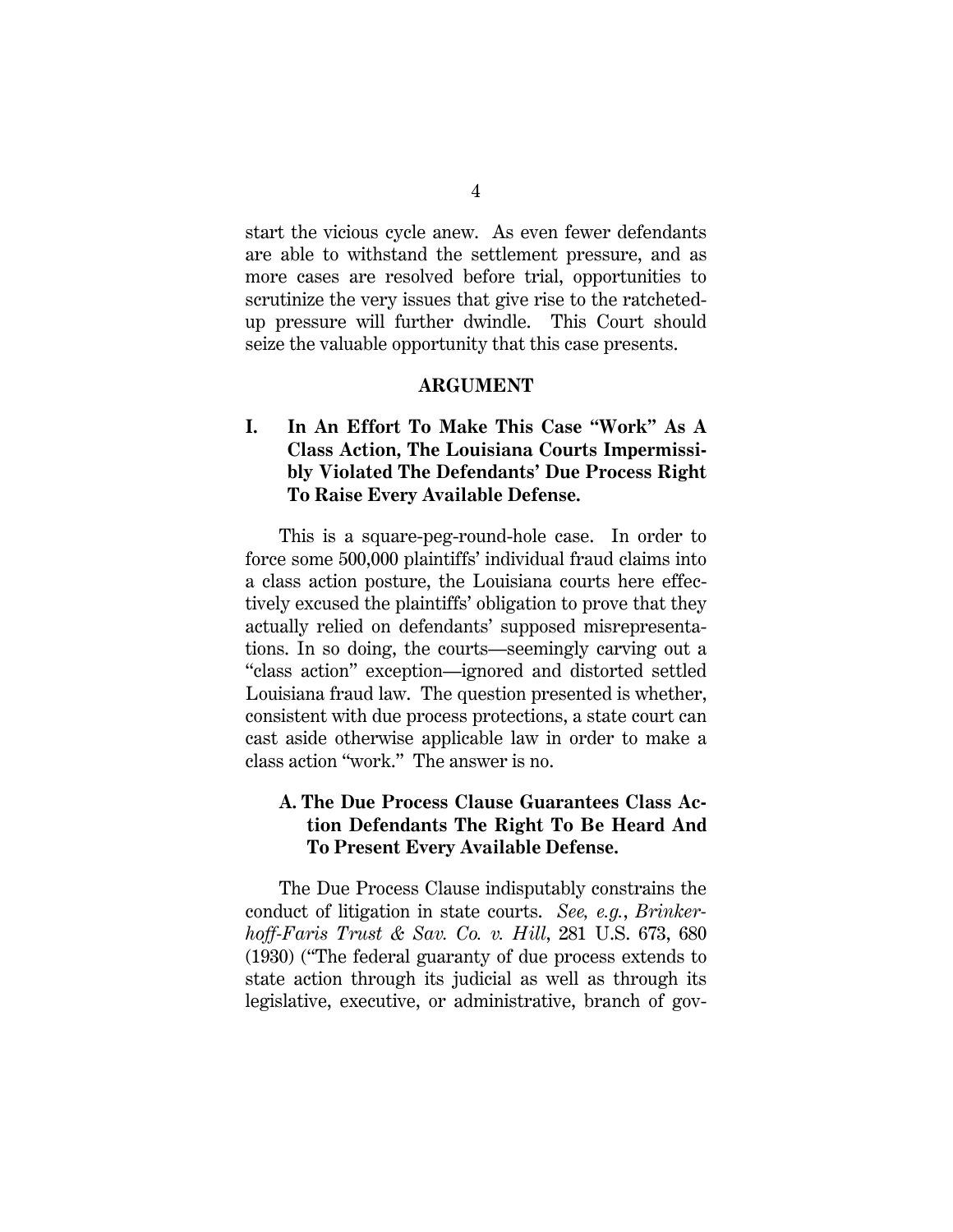start the vicious cycle anew. As even fewer defendants are able to withstand the settlement pressure, and as more cases are resolved before trial, opportunities to scrutinize the very issues that give rise to the ratcheted-up pressure will further dwindle. This Court should seize the valuable opportunity that this case presents.

## ARGUMENT

### I. In An Effort To Make This Case "Work" As A Class Action, The Louisiana Courts Impermissibly Violated The Defendants' Due Process Right To Raise Every Available Defense.

This is a square-peg-round-hole case. In order to force some 500,000 plaintiffs' individual fraud claims into a class action posture, the Louisiana courts here effectively excused the plaintiffs' obligation to prove that they actually relied on defendants' supposed misrepresentations. In so doing, the courts—seemingly carving out a "class action" exception—ignored and distorted settled Louisiana fraud law. The question presented is whether, consistent with due process protections, a state court can cast aside otherwise applicable law in order to make a class action "work." The answer is no.

#### A. The Due Process Clause Guarantees Class Action Defendants The Right To Be Heard And To Present Every Available Defense.

The Due Process Clause indisputably constrains the conduct of litigation in state courts. *See, e.g.*, *Brinkerhoff-Faris Trust & Sav. Co. v. Hill*, 281 U.S. 673, 680 (1930) ("The federal guaranty of due process extends to state action through its judicial as well as through its legislative, executive, or administrative, branch of gov-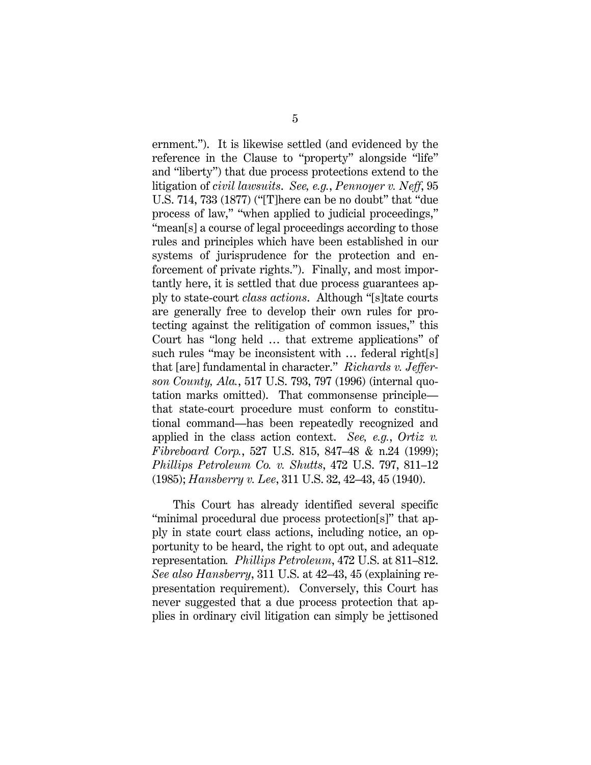ernment."). It is likewise settled (and evidenced by the reference in the Clause to "property" alongside "life" and "liberty") that due process protections extend to the litigation of *civil lawsuits*. *See, e.g.*, *Pennoyer v. Neff*, 95 U.S. 714, 733 (1877) ("[T]here can be no doubt" that "due process of law," "when applied to judicial proceedings," "mean[s] a course of legal proceedings according to those rules and principles which have been established in our systems of jurisprudence for the protection and enforcement of private rights."). Finally, and most importantly here, it is settled that due process guarantees apply to state-court *class actions*. Although "[s]tate courts are generally free to develop their own rules for protecting against the relitigation of common issues," this Court has "long held … that extreme applications" of such rules "may be inconsistent with … federal right[s] that [are] fundamental in character." *Richards v. Jefferson County, Ala.*, 517 U.S. 793, 797 (1996) (internal quotation marks omitted). That commonsense principle—that state-court procedure must conform to constitutional command—has been repeatedly recognized and applied in the class action context. *See, e.g.*, *Ortiz v. Fibreboard Corp.*, 527 U.S. 815, 847–48 & n.24 (1999); *Phillips Petroleum Co. v. Shutts*, 472 U.S. 797, 811–12 (1985); *Hansberry v. Lee*, 311 U.S. 32, 42–43, 45 (1940).

This Court has already identified several specific "minimal procedural due process protection[s]" that apply in state court class actions, including notice, an opportunity to be heard, the right to opt out, and adequate representation. *Phillips Petroleum*, 472 U.S. at 811–812. *See also Hansberry*, 311 U.S. at 42–43, 45 (explaining representation requirement). Conversely, this Court has never suggested that a due process protection that applies in ordinary civil litigation can simply be jettisoned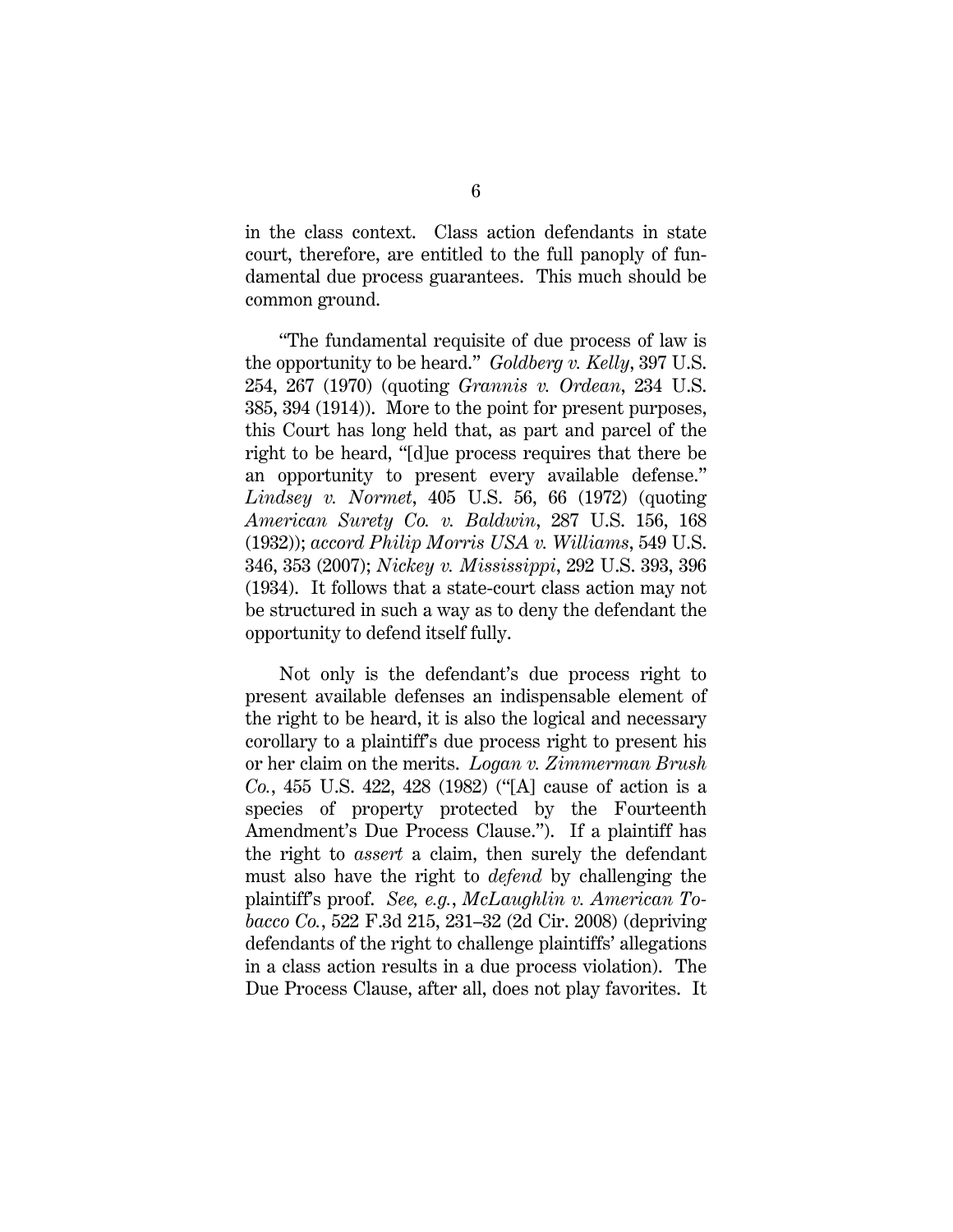in the class context. Class action defendants in state court, therefore, are entitled to the full panoply of fundamental due process guarantees. This much should be common ground.

"The fundamental requisite of due process of law is the opportunity to be heard." *Goldberg v. Kelly*, 397 U.S. 254, 267 (1970) (quoting *Grannis v. Ordean*, 234 U.S. 385, 394 (1914)). More to the point for present purposes, this Court has long held that, as part and parcel of the right to be heard, "[d]ue process requires that there be an opportunity to present every available defense." *Lindsey v. Normet*, 405 U.S. 56, 66 (1972) (quoting *American Surety Co. v. Baldwin*, 287 U.S. 156, 168 (1932)); *accord Philip Morris USA v. Williams*, 549 U.S. 346, 353 (2007); *Nickey v. Mississippi*, 292 U.S. 393, 396 (1934). It follows that a state-court class action may not be structured in such a way as to deny the defendant the opportunity to defend itself fully.

Not only is the defendant's due process right to present available defenses an indispensable element of the right to be heard, it is also the logical and necessary corollary to a plaintiff's due process right to present his or her claim on the merits. *Logan v. Zimmerman Brush Co.*, 455 U.S. 422, 428 (1982) ("[A] cause of action is a species of property protected by the Fourteenth Amendment's Due Process Clause."). If a plaintiff has the right to *assert* a claim, then surely the defendant must also have the right to *defend* by challenging the plaintiff's proof. *See, e.g.*, *McLaughlin v. American Tobacco Co.*, 522 F.3d 215, 231–32 (2d Cir. 2008) (depriving defendants of the right to challenge plaintiffs' allegations in a class action results in a due process violation). The Due Process Clause, after all, does not play favorites. It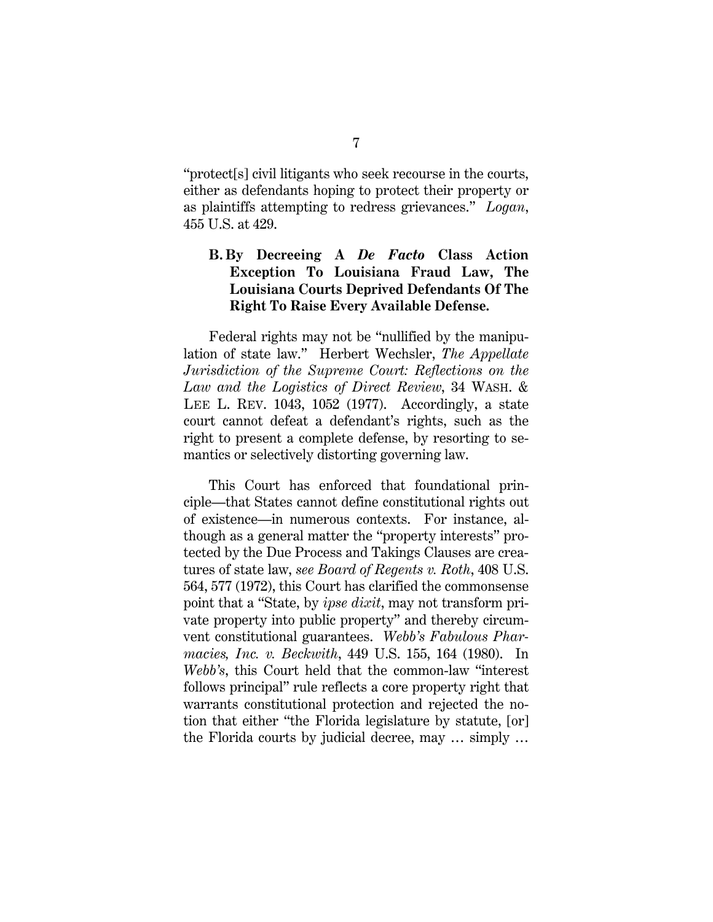"protect[s] civil litigants who seek recourse in the courts, either as defendants hoping to protect their property or as plaintiffs attempting to redress grievances." *Logan*, 455 U.S. at 429.

### B. By Decreeing A *De Facto* Class Action Exception To Louisiana Fraud Law, The Louisiana Courts Deprived Defendants Of The Right To Raise Every Available Defense.

Federal rights may not be "nullified by the manipulation of state law." Herbert Wechsler, *The Appellate Jurisdiction of the Supreme Court: Reflections on the Law and the Logistics of Direct Review*, 34 WASH. & LEE L. REV. 1043, 1052 (1977). Accordingly, a state court cannot defeat a defendant's rights, such as the right to present a complete defense, by resorting to semantics or selectively distorting governing law.

This Court has enforced that foundational principle—that States cannot define constitutional rights out of existence—in numerous contexts. For instance, although as a general matter the "property interests" protected by the Due Process and Takings Clauses are creatures of state law, *see Board of Regents v. Roth*, 408 U.S. 564, 577 (1972), this Court has clarified the commonsense point that a "State, by *ipse dixit*, may not transform private property into public property" and thereby circumvent constitutional guarantees. *Webb's Fabulous Pharmacies, Inc. v. Beckwith*, 449 U.S. 155, 164 (1980). In *Webb's*, this Court held that the common-law "interest follows principal" rule reflects a core property right that warrants constitutional protection and rejected the notion that either "the Florida legislature by statute, [or] the Florida courts by judicial decree, may … simply …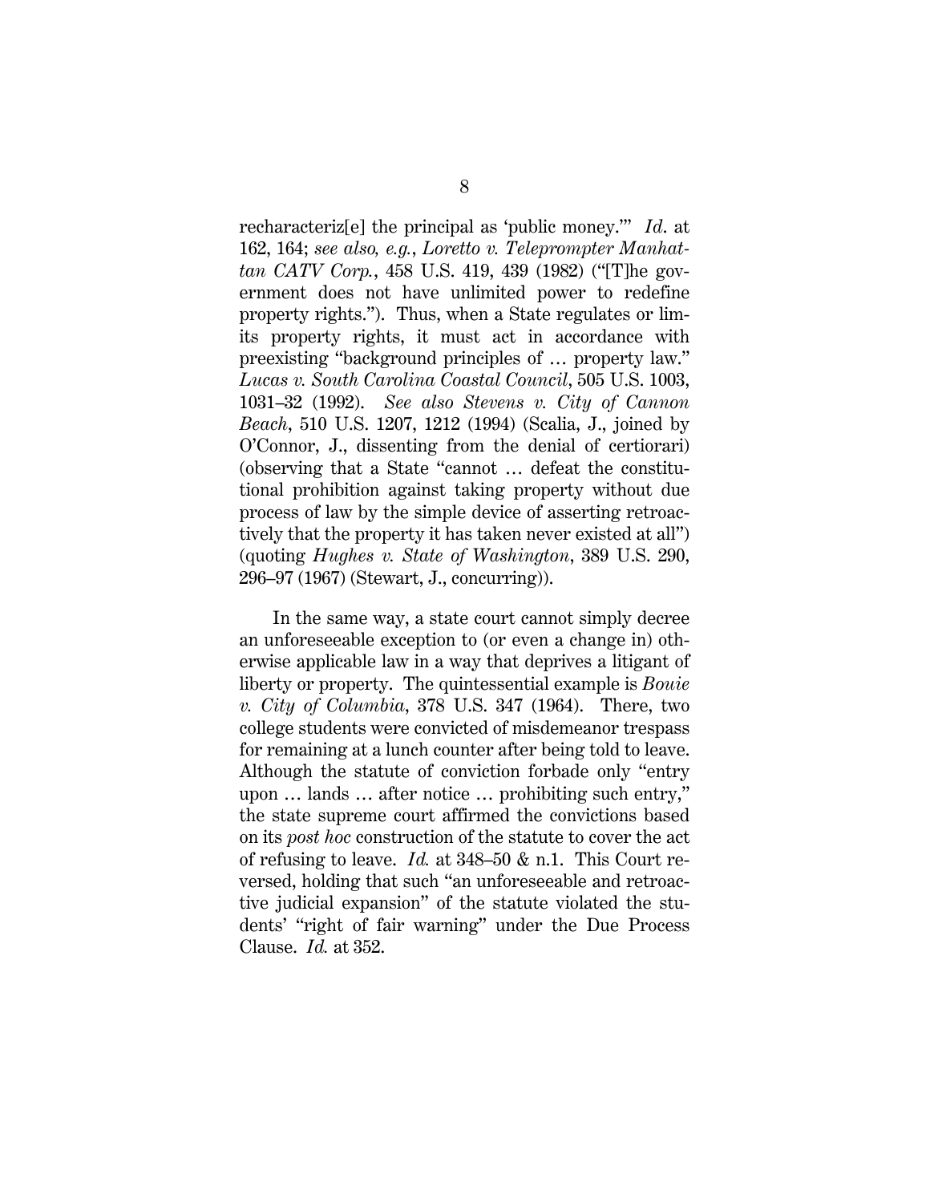recharacteriz[e] the principal as 'public money.'" *Id.* at 162, 164; *see also, e.g.*, *Loretto v. Teleprompter Manhattan CATV Corp.*, 458 U.S. 419, 439 (1982) ("[T]he government does not have unlimited power to redefine property rights."). Thus, when a State regulates or limits property rights, it must act in accordance with preexisting "background principles of … property law." *Lucas v. South Carolina Coastal Council*, 505 U.S. 1003, 1031–32 (1992). *See also Stevens v. City of Cannon Beach*, 510 U.S. 1207, 1212 (1994) (Scalia, J., joined by O'Connor, J., dissenting from the denial of certiorari) (observing that a State "cannot … defeat the constitutional prohibition against taking property without due process of law by the simple device of asserting retroactively that the property it has taken never existed at all") (quoting *Hughes v. State of Washington*, 389 U.S. 290, 296–97 (1967) (Stewart, J., concurring)).

In the same way, a state court cannot simply decree an unforeseeable exception to (or even a change in) otherwise applicable law in a way that deprives a litigant of liberty or property. The quintessential example is *Bouie v. City of Columbia*, 378 U.S. 347 (1964). There, two college students were convicted of misdemeanor trespass for remaining at a lunch counter after being told to leave. Although the statute of conviction forbade only "entry upon … lands … after notice … prohibiting such entry," the state supreme court affirmed the convictions based on its *post hoc* construction of the statute to cover the act of refusing to leave. *Id.* at 348–50 & n.1. This Court reversed, holding that such "an unforeseeable and retroactive judicial expansion" of the statute violated the students' "right of fair warning" under the Due Process Clause. *Id.* at 352.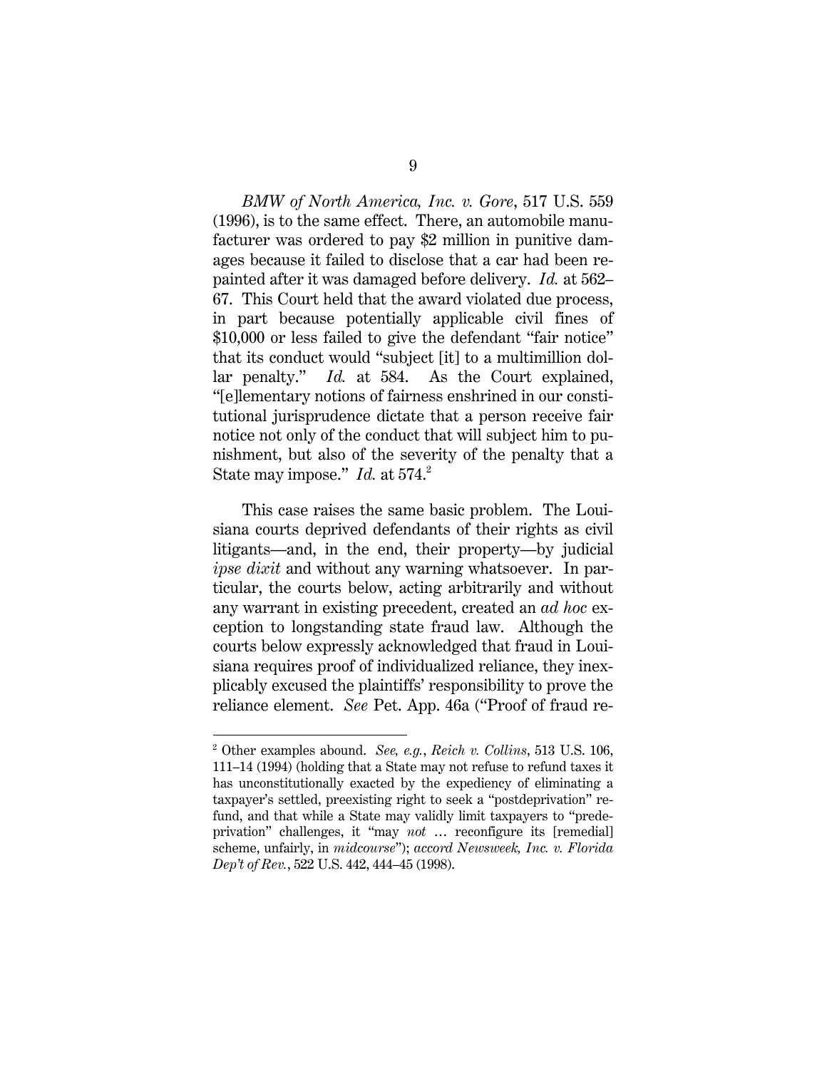*BMW of North America, Inc. v. Gore*, 517 U.S. 559 (1996), is to the same effect. There, an automobile manufacturer was ordered to pay $2 million in punitive damages because it failed to disclose that a car had been repainted after it was damaged before delivery. *Id.* at 562–67. This Court held that the award violated due process, in part because potentially applicable civil fines of $10,000 or less failed to give the defendant "fair notice" that its conduct would "subject [it] to a multimillion dollar penalty." *Id.* at 584. As the Court explained, "[e]lementary notions of fairness enshrined in our constitutional jurisprudence dictate that a person receive fair notice not only of the conduct that will subject him to punishment, but also of the severity of the penalty that a State may impose." *Id.* at 574.[2]

This case raises the same basic problem. The Louisiana courts deprived defendants of their rights as civil litigants—and, in the end, their property—by judicial *ipse dixit* and without any warning whatsoever. In particular, the courts below, acting arbitrarily and without any warrant in existing precedent, created an *ad hoc* exception to longstanding state fraud law. Although the courts below expressly acknowledged that fraud in Louisiana requires proof of individualized reliance, they inexplicably excused the plaintiffs' responsibility to prove the reliance element. *See* Pet. App. 46a ("Proof of fraud re-

---

[2] Other examples abound. *See, e.g.*, *Reich v. Collins*, 513 U.S. 106, 111–14 (1994) (holding that a State may not refuse to refund taxes it has unconstitutionally exacted by the expediency of eliminating a taxpayer's settled, preexisting right to seek a "postdeprivation" refund, and that while a State may validly limit taxpayers to "predeprivation" challenges, it "may *not* … reconfigure its [remedial] scheme, unfairly, in *midcourse*"); *accord Newsweek, Inc. v. Florida Dep't of Rev.*, 522 U.S. 442, 444–45 (1998).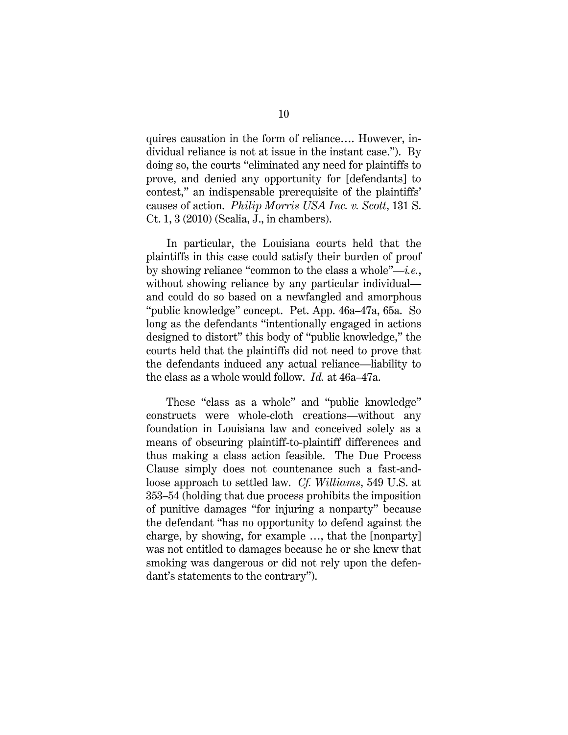quires causation in the form of reliance…. However, individual reliance is not at issue in the instant case."). By doing so, the courts "eliminated any need for plaintiffs to prove, and denied any opportunity for [defendants] to contest," an indispensable prerequisite of the plaintiffs' causes of action. *Philip Morris USA Inc. v. Scott*, 131 S. Ct. 1, 3 (2010) (Scalia, J., in chambers).

In particular, the Louisiana courts held that the plaintiffs in this case could satisfy their burden of proof by showing reliance "common to the class a whole"—*i.e.*, without showing reliance by any particular individual—and could do so based on a newfangled and amorphous "public knowledge" concept. Pet. App. 46a–47a, 65a. So long as the defendants "intentionally engaged in actions designed to distort" this body of "public knowledge," the courts held that the plaintiffs did not need to prove that the defendants induced any actual reliance—liability to the class as a whole would follow. *Id.* at 46a–47a.

These "class as a whole" and "public knowledge" constructs were whole-cloth creations—without any foundation in Louisiana law and conceived solely as a means of obscuring plaintiff-to-plaintiff differences and thus making a class action feasible. The Due Process Clause simply does not countenance such a fast-and-loose approach to settled law. *Cf. Williams*, 549 U.S. at 353–54 (holding that due process prohibits the imposition of punitive damages "for injuring a nonparty" because the defendant "has no opportunity to defend against the charge, by showing, for example …, that the [nonparty] was not entitled to damages because he or she knew that smoking was dangerous or did not rely upon the defendant's statements to the contrary").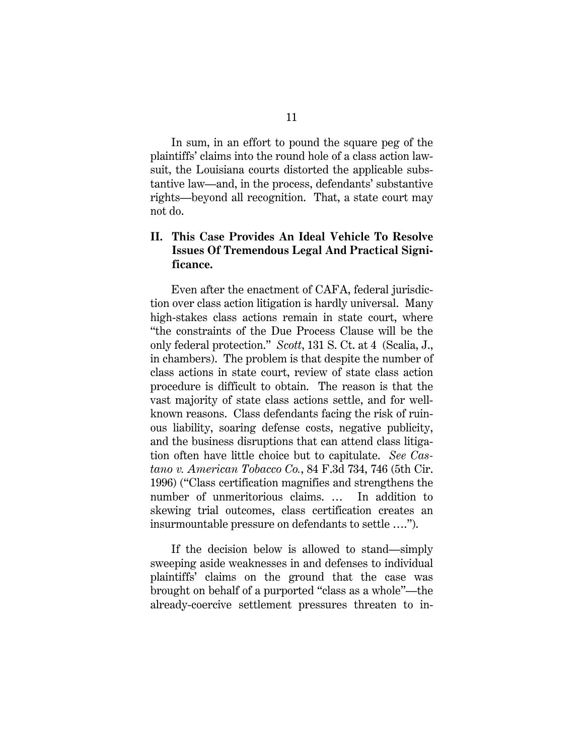In sum, in an effort to pound the square peg of the plaintiffs' claims into the round hole of a class action lawsuit, the Louisiana courts distorted the applicable substantive law—and, in the process, defendants' substantive rights—beyond all recognition. That, a state court may not do.

## II. This Case Provides An Ideal Vehicle To Resolve Issues Of Tremendous Legal And Practical Significance.

Even after the enactment of CAFA, federal jurisdiction over class action litigation is hardly universal. Many high-stakes class actions remain in state court, where "the constraints of the Due Process Clause will be the only federal protection." *Scott*, 131 S. Ct. at 4 (Scalia, J., in chambers). The problem is that despite the number of class actions in state court, review of state class action procedure is difficult to obtain. The reason is that the vast majority of state class actions settle, and for well-known reasons. Class defendants facing the risk of ruinous liability, soaring defense costs, negative publicity, and the business disruptions that can attend class litigation often have little choice but to capitulate. *See Castano v. American Tobacco Co.*, 84 F.3d 734, 746 (5th Cir. 1996) ("Class certification magnifies and strengthens the number of unmeritorious claims. … In addition to skewing trial outcomes, class certification creates an insurmountable pressure on defendants to settle ….").

If the decision below is allowed to stand—simply sweeping aside weaknesses in and defenses to individual plaintiffs' claims on the ground that the case was brought on behalf of a purported "class as a whole"—the already-coercive settlement pressures threaten to in-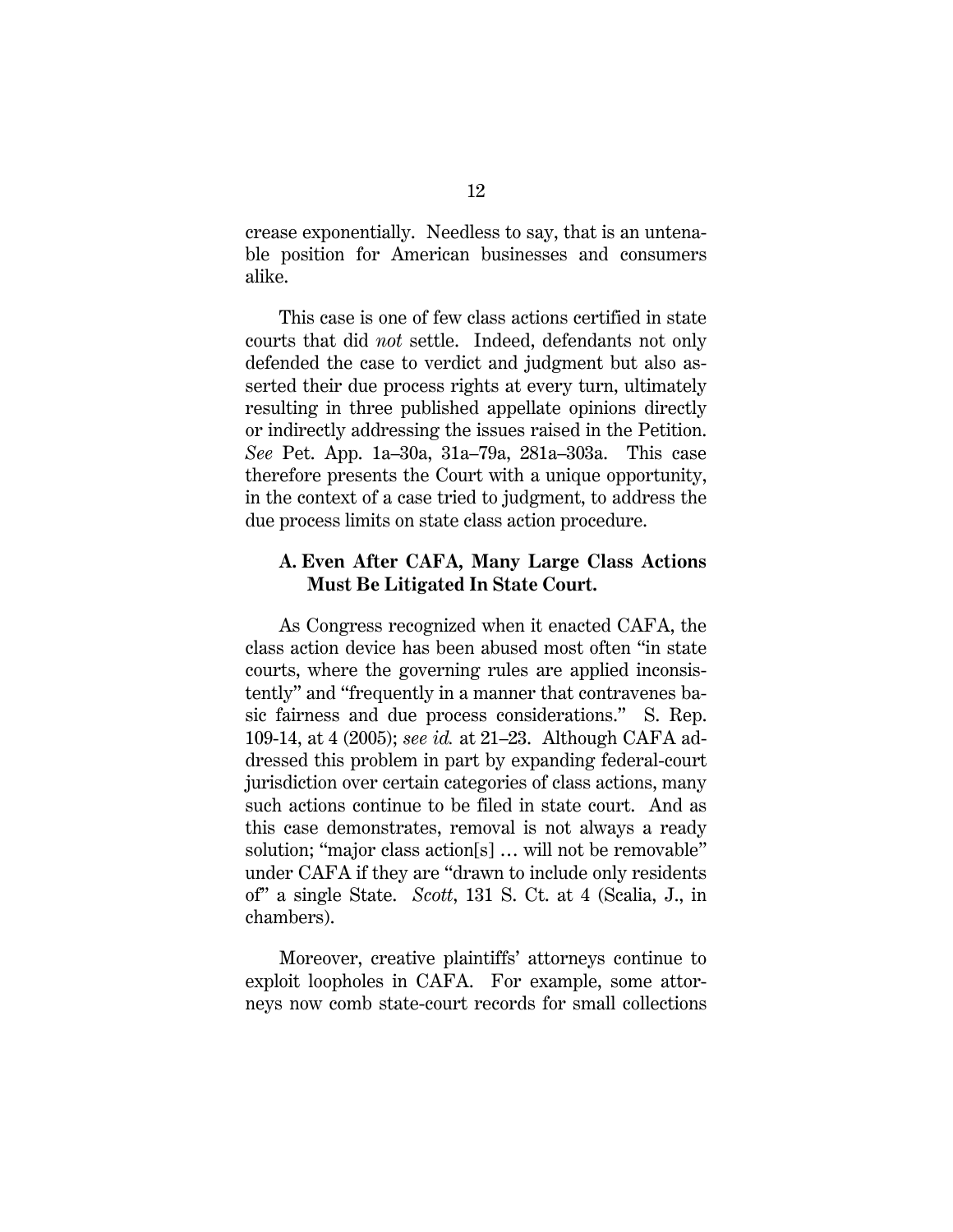crease exponentially. Needless to say, that is an untenable position for American businesses and consumers alike.

This case is one of few class actions certified in state courts that did *not* settle. Indeed, defendants not only defended the case to verdict and judgment but also asserted their due process rights at every turn, ultimately resulting in three published appellate opinions directly or indirectly addressing the issues raised in the Petition. *See* Pet. App. 1a–30a, 31a–79a, 281a–303a. This case therefore presents the Court with a unique opportunity, in the context of a case tried to judgment, to address the due process limits on state class action procedure.

### A. Even After CAFA, Many Large Class Actions Must Be Litigated In State Court.

As Congress recognized when it enacted CAFA, the class action device has been abused most often "in state courts, where the governing rules are applied inconsistently" and "frequently in a manner that contravenes basic fairness and due process considerations." S. Rep. 109-14, at 4 (2005); *see id.* at 21–23. Although CAFA addressed this problem in part by expanding federal-court jurisdiction over certain categories of class actions, many such actions continue to be filed in state court. And as this case demonstrates, removal is not always a ready solution; "major class action[s] … will not be removable" under CAFA if they are "drawn to include only residents of" a single State. *Scott*, 131 S. Ct. at 4 (Scalia, J., in chambers).

Moreover, creative plaintiffs' attorneys continue to exploit loopholes in CAFA. For example, some attorneys now comb state-court records for small collections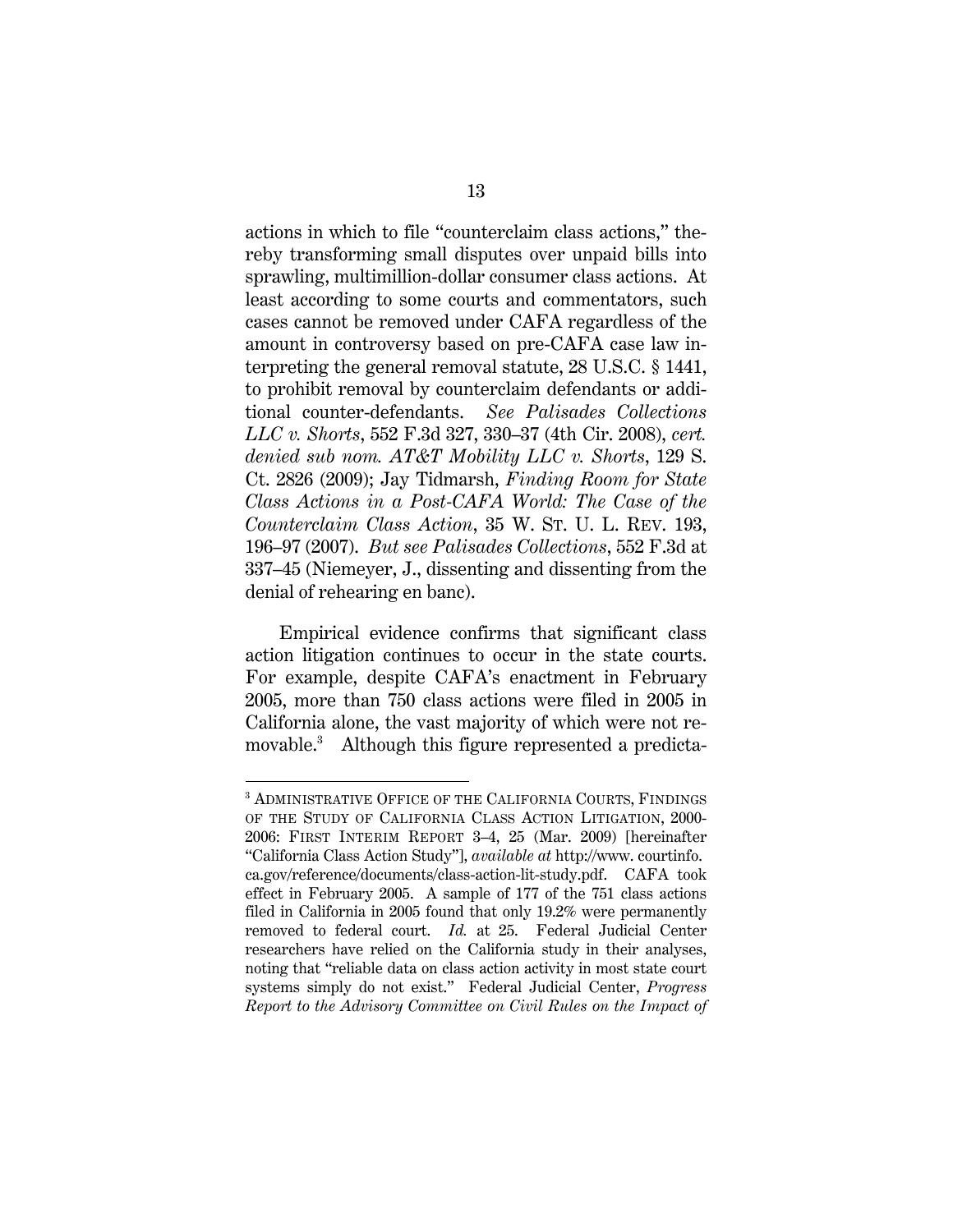actions in which to file "counterclaim class actions," thereby transforming small disputes over unpaid bills into sprawling, multimillion-dollar consumer class actions. At least according to some courts and commentators, such cases cannot be removed under CAFA regardless of the amount in controversy based on pre-CAFA case law interpreting the general removal statute, 28 U.S.C. § 1441, to prohibit removal by counterclaim defendants or additional counter-defendants. *See Palisades Collections LLC v. Shorts*, 552 F.3d 327, 330–37 (4th Cir. 2008), *cert. denied sub nom. AT&T Mobility LLC v. Shorts*, 129 S. Ct. 2826 (2009); Jay Tidmarsh, *Finding Room for State Class Actions in a Post-CAFA World: The Case of the Counterclaim Class Action*, 35 W. ST. U. L. REV. 193, 196–97 (2007). *But see Palisades Collections*, 552 F.3d at 337–45 (Niemeyer, J., dissenting and dissenting from the denial of rehearing en banc).

Empirical evidence confirms that significant class action litigation continues to occur in the state courts. For example, despite CAFA's enactment in February 2005, more than 750 class actions were filed in 2005 in California alone, the vast majority of which were not removable.[3] Although this figure represented a predicta-

---

[3] ADMINISTRATIVE OFFICE OF THE CALIFORNIA COURTS, FINDINGS OF THE STUDY OF CALIFORNIA CLASS ACTION LITIGATION, 2000-2006: FIRST INTERIM REPORT 3–4, 25 (Mar. 2009) [hereinafter "California Class Action Study"], *available at* http://www.courtinfo.ca.gov/reference/documents/class-action-lit-study.pdf. CAFA took effect in February 2005. A sample of 177 of the 751 class actions filed in California in 2005 found that only 19.2% were permanently removed to federal court. *Id.* at 25. Federal Judicial Center researchers have relied on the California study in their analyses, noting that "reliable data on class action activity in most state court systems simply do not exist." Federal Judicial Center, *Progress Report to the Advisory Committee on Civil Rules on the Impact of*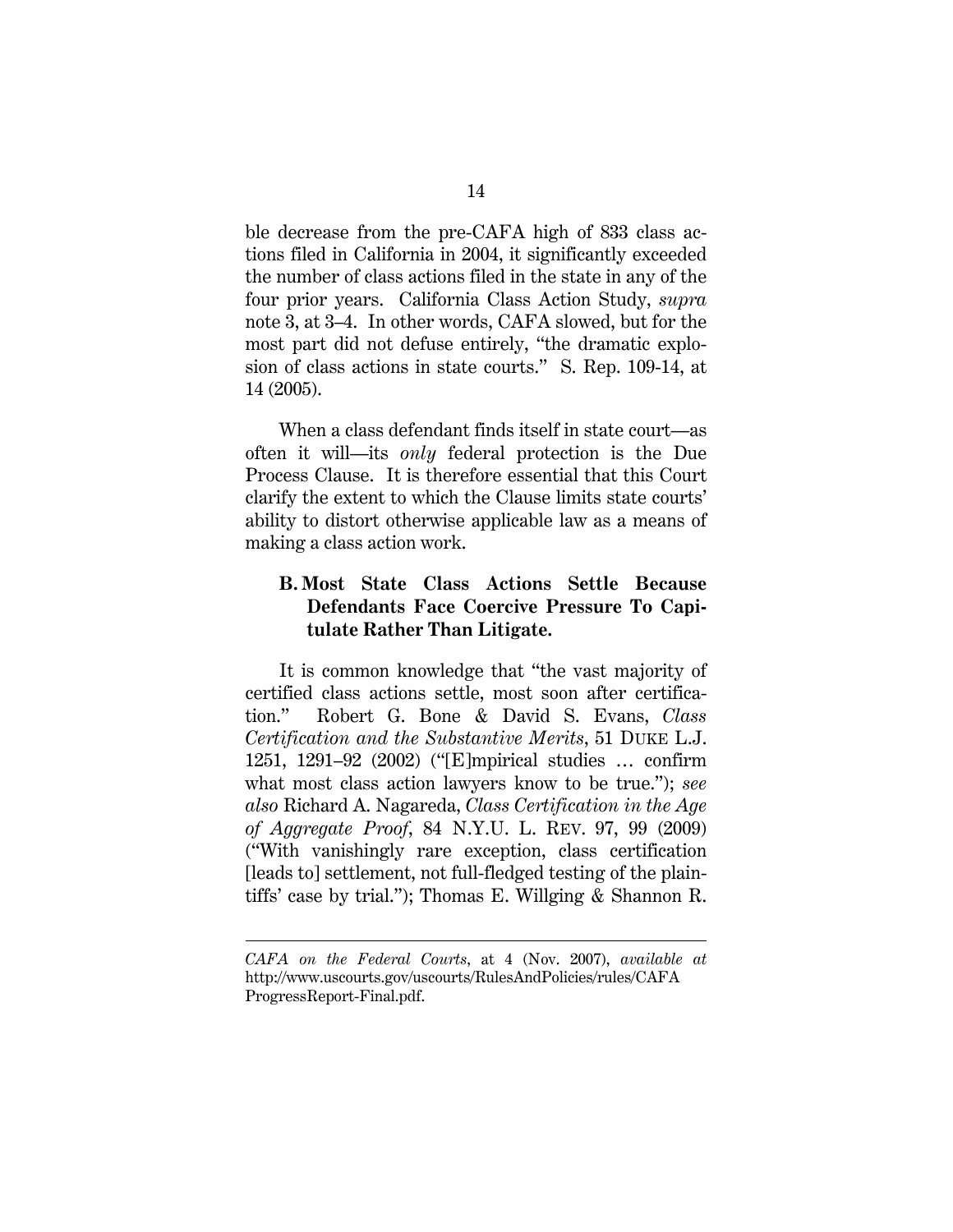ble decrease from the pre-CAFA high of 833 class actions filed in California in 2004, it significantly exceeded the number of class actions filed in the state in any of the four prior years. California Class Action Study, *supra* note 3, at 3–4. In other words, CAFA slowed, but for the most part did not defuse entirely, "the dramatic explosion of class actions in state courts." S. Rep. 109-14, at 14 (2005).

When a class defendant finds itself in state court—as often it will—its *only* federal protection is the Due Process Clause. It is therefore essential that this Court clarify the extent to which the Clause limits state courts' ability to distort otherwise applicable law as a means of making a class action work.

### B. Most State Class Actions Settle Because Defendants Face Coercive Pressure To Capitulate Rather Than Litigate.

It is common knowledge that "the vast majority of certified class actions settle, most soon after certification." Robert G. Bone & David S. Evans, *Class Certification and the Substantive Merits*, 51 DUKE L.J. 1251, 1291–92 (2002) ("[E]mpirical studies … confirm what most class action lawyers know to be true."); *see also* Richard A. Nagareda, *Class Certification in the Age of Aggregate Proof*, 84 N.Y.U. L. REV. 97, 99 (2009) ("With vanishingly rare exception, class certification [leads to] settlement, not full-fledged testing of the plaintiffs' case by trial."); Thomas E. Willging & Shannon R.

---

*CAFA on the Federal Courts*, at 4 (Nov. 2007), *available at* http://www.uscourts.gov/uscourts/RulesAndPolicies/rules/CAFA ProgressReport-Final.pdf.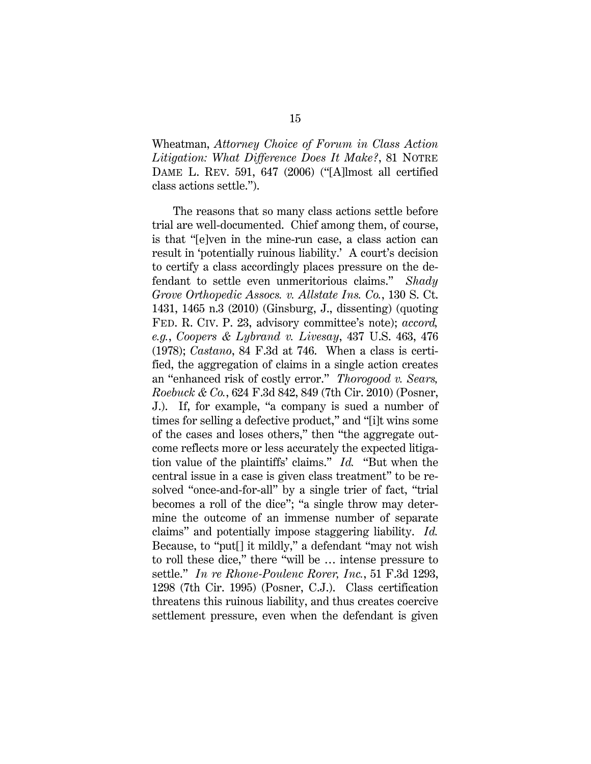Wheatman, *Attorney Choice of Forum in Class Action Litigation: What Difference Does It Make?*, 81 NOTRE DAME L. REV. 591, 647 (2006) ("[A]lmost all certified class actions settle.").

The reasons that so many class actions settle before trial are well-documented. Chief among them, of course, is that "[e]ven in the mine-run case, a class action can result in 'potentially ruinous liability.' A court's decision to certify a class accordingly places pressure on the defendant to settle even unmeritorious claims." *Shady Grove Orthopedic Assocs. v. Allstate Ins. Co.*, 130 S. Ct. 1431, 1465 n.3 (2010) (Ginsburg, J., dissenting) (quoting FED. R. CIV. P. 23, advisory committee's note); *accord, e.g.*, *Coopers & Lybrand v. Livesay*, 437 U.S. 463, 476 (1978); *Castano*, 84 F.3d at 746. When a class is certified, the aggregation of claims in a single action creates an "enhanced risk of costly error." *Thorogood v. Sears, Roebuck & Co.*, 624 F.3d 842, 849 (7th Cir. 2010) (Posner, J.). If, for example, "a company is sued a number of times for selling a defective product," and "[i]t wins some of the cases and loses others," then "the aggregate outcome reflects more or less accurately the expected litigation value of the plaintiffs' claims." *Id.* "But when the central issue in a case is given class treatment" to be resolved "once-and-for-all" by a single trier of fact, "trial becomes a roll of the dice"; "a single throw may determine the outcome of an immense number of separate claims" and potentially impose staggering liability. *Id.* Because, to "put[] it mildly," a defendant "may not wish to roll these dice," there "will be … intense pressure to settle." *In re Rhone-Poulenc Rorer, Inc.*, 51 F.3d 1293, 1298 (7th Cir. 1995) (Posner, C.J.). Class certification threatens this ruinous liability, and thus creates coercive settlement pressure, even when the defendant is given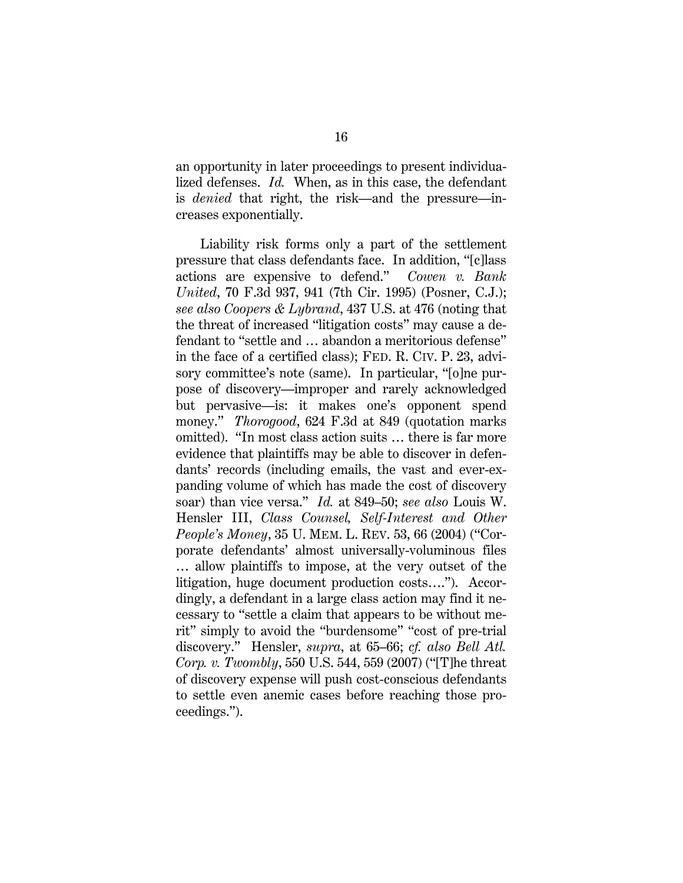an opportunity in later proceedings to present individualized defenses. *Id.* When, as in this case, the defendant is *denied* that right, the risk—and the pressure—increases exponentially.

Liability risk forms only a part of the settlement pressure that class defendants face. In addition, "[c]lass actions are expensive to defend." *Cowen v. Bank United*, 70 F.3d 937, 941 (7th Cir. 1995) (Posner, C.J.); *see also Coopers & Lybrand*, 437 U.S. at 476 (noting that the threat of increased "litigation costs" may cause a defendant to "settle and … abandon a meritorious defense" in the face of a certified class); FED. R. CIV. P. 23, advisory committee's note (same). In particular, "[o]ne purpose of discovery—improper and rarely acknowledged but pervasive—is: it makes one's opponent spend money." *Thorogood*, 624 F.3d at 849 (quotation marks omitted). "In most class action suits … there is far more evidence that plaintiffs may be able to discover in defendants' records (including emails, the vast and ever-expanding volume of which has made the cost of discovery soar) than vice versa." *Id.* at 849–50; *see also* Louis W. Hensler III, *Class Counsel, Self-Interest and Other People's Money*, 35 U. MEM. L. REV. 53, 66 (2004) ("Corporate defendants' almost universally-voluminous files … allow plaintiffs to impose, at the very outset of the litigation, huge document production costs…."). Accordingly, a defendant in a large class action may find it necessary to "settle a claim that appears to be without merit" simply to avoid the "burdensome" "cost of pre-trial discovery." Hensler, *supra*, at 65–66; *cf. also Bell Atl. Corp. v. Twombly*, 550 U.S. 544, 559 (2007) ("[T]he threat of discovery expense will push cost-conscious defendants to settle even anemic cases before reaching those proceedings.").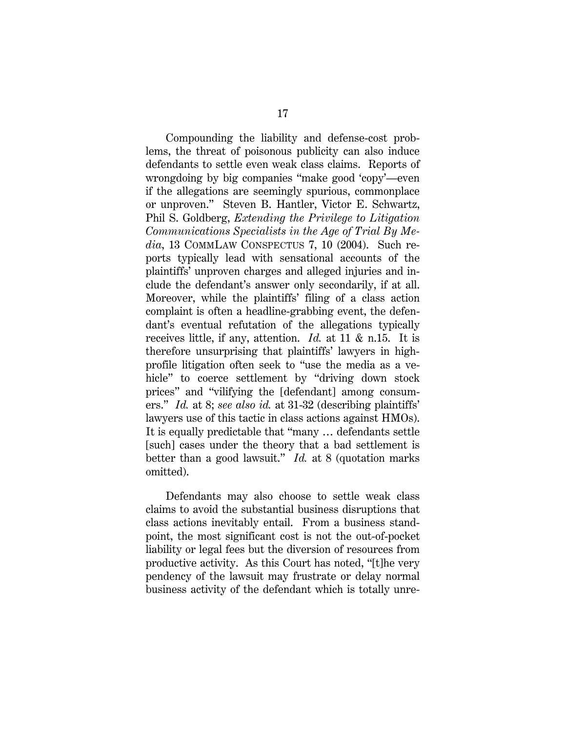Compounding the liability and defense-cost problems, the threat of poisonous publicity can also induce defendants to settle even weak class claims. Reports of wrongdoing by big companies "make good 'copy'—even if the allegations are seemingly spurious, commonplace or unproven." Steven B. Hantler, Victor E. Schwartz, Phil S. Goldberg, *Extending the Privilege to Litigation Communications Specialists in the Age of Trial By Media*, 13 COMMLAW CONSPECTUS 7, 10 (2004). Such reports typically lead with sensational accounts of the plaintiffs' unproven charges and alleged injuries and include the defendant's answer only secondarily, if at all. Moreover, while the plaintiffs' filing of a class action complaint is often a headline-grabbing event, the defendant's eventual refutation of the allegations typically receives little, if any, attention. *Id.* at 11 & n.15. It is therefore unsurprising that plaintiffs' lawyers in high-profile litigation often seek to "use the media as a vehicle" to coerce settlement by "driving down stock prices" and "vilifying the [defendant] among consumers." *Id.* at 8; *see also id.* at 31-32 (describing plaintiffs' lawyers use of this tactic in class actions against HMOs). It is equally predictable that "many … defendants settle [such] cases under the theory that a bad settlement is better than a good lawsuit." *Id.* at 8 (quotation marks omitted).

Defendants may also choose to settle weak class claims to avoid the substantial business disruptions that class actions inevitably entail. From a business standpoint, the most significant cost is not the out-of-pocket liability or legal fees but the diversion of resources from productive activity. As this Court has noted, "[t]he very pendency of the lawsuit may frustrate or delay normal business activity of the defendant which is totally unre-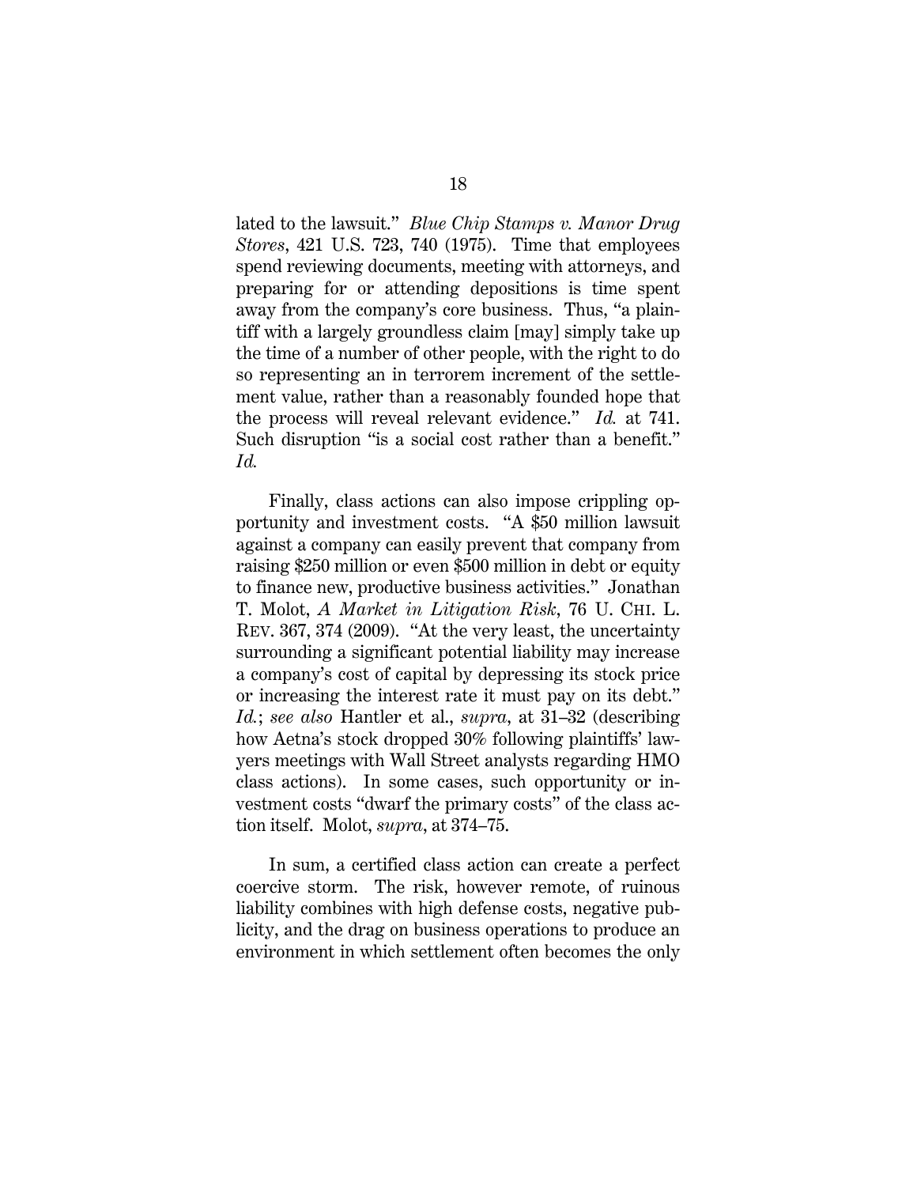lated to the lawsuit." *Blue Chip Stamps v. Manor Drug Stores*, 421 U.S. 723, 740 (1975). Time that employees spend reviewing documents, meeting with attorneys, and preparing for or attending depositions is time spent away from the company's core business. Thus, "a plaintiff with a largely groundless claim [may] simply take up the time of a number of other people, with the right to do so representing an in terrorem increment of the settlement value, rather than a reasonably founded hope that the process will reveal relevant evidence." *Id.* at 741. Such disruption "is a social cost rather than a benefit." *Id.*

Finally, class actions can also impose crippling opportunity and investment costs. "A $50 million lawsuit against a company can easily prevent that company from raising $250 million or even $500 million in debt or equity to finance new, productive business activities." Jonathan T. Molot, *A Market in Litigation Risk*, 76 U. CHI. L. REV. 367, 374 (2009). "At the very least, the uncertainty surrounding a significant potential liability may increase a company's cost of capital by depressing its stock price or increasing the interest rate it must pay on its debt." *Id.*; *see also* Hantler et al., *supra*, at 31–32 (describing how Aetna's stock dropped 30% following plaintiffs' lawyers meetings with Wall Street analysts regarding HMO class actions). In some cases, such opportunity or investment costs "dwarf the primary costs" of the class action itself. Molot, *supra*, at 374–75.

In sum, a certified class action can create a perfect coercive storm. The risk, however remote, of ruinous liability combines with high defense costs, negative publicity, and the drag on business operations to produce an environment in which settlement often becomes the only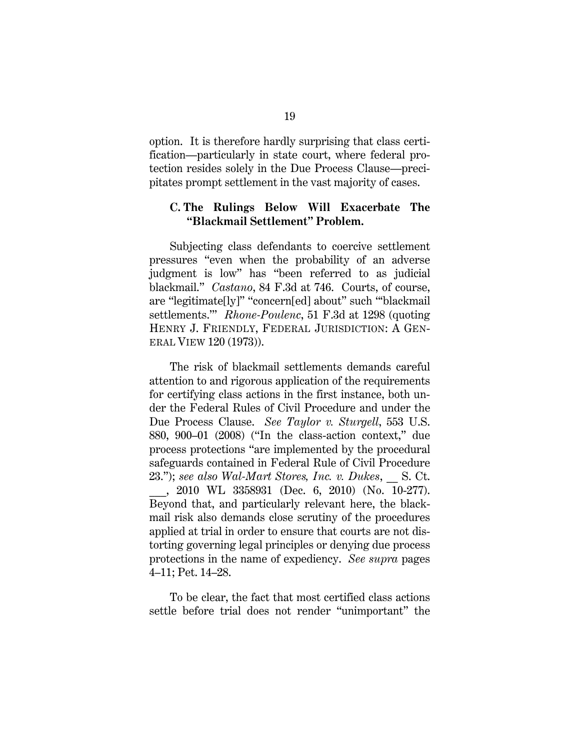option. It is therefore hardly surprising that class certification—particularly in state court, where federal protection resides solely in the Due Process Clause—precipitates prompt settlement in the vast majority of cases.

### C. The Rulings Below Will Exacerbate The "Blackmail Settlement" Problem.

Subjecting class defendants to coercive settlement pressures "even when the probability of an adverse judgment is low" has "been referred to as judicial blackmail." *Castano*, 84 F.3d at 746. Courts, of course, are "legitimate[ly]" "concern[ed] about" such "'blackmail settlements.'" *Rhone-Poulenc*, 51 F.3d at 1298 (quoting HENRY J. FRIENDLY, FEDERAL JURISDICTION: A GENERAL VIEW 120 (1973)).

The risk of blackmail settlements demands careful attention to and rigorous application of the requirements for certifying class actions in the first instance, both under the Federal Rules of Civil Procedure and under the Due Process Clause. *See Taylor v. Sturgell*, 553 U.S. 880, 900–01 (2008) ("In the class-action context," due process protections "are implemented by the procedural safeguards contained in Federal Rule of Civil Procedure 23."); *see also Wal-Mart Stores, Inc. v. Dukes*, __ S. Ct. ___, 2010 WL 3358931 (Dec. 6, 2010) (No. 10-277). Beyond that, and particularly relevant here, the blackmail risk also demands close scrutiny of the procedures applied at trial in order to ensure that courts are not distorting governing legal principles or denying due process protections in the name of expediency. *See supra* pages 4–11; Pet. 14–28.

To be clear, the fact that most certified class actions settle before trial does not render "unimportant" the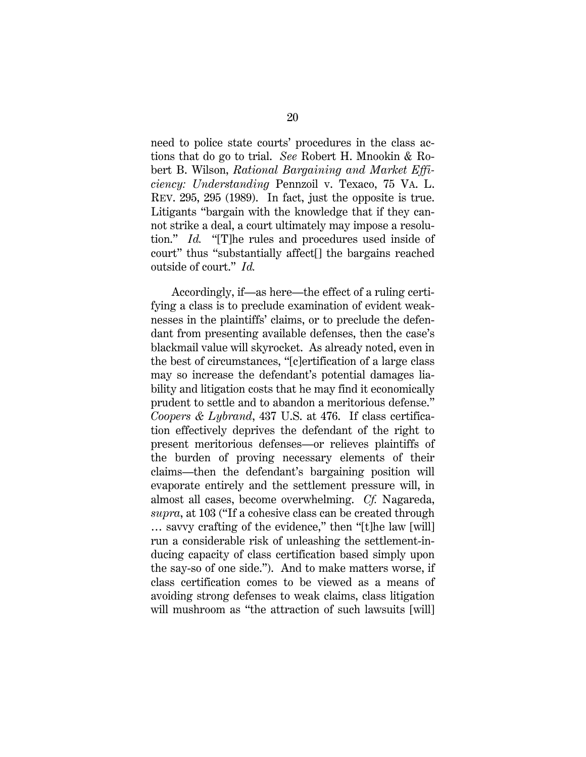need to police state courts' procedures in the class actions that do go to trial. *See* Robert H. Mnookin & Robert B. Wilson, *Rational Bargaining and Market Efficiency: Understanding* Pennzoil v. Texaco, 75 VA. L. REV. 295, 295 (1989). In fact, just the opposite is true. Litigants "bargain with the knowledge that if they cannot strike a deal, a court ultimately may impose a resolution." *Id.* "[T]he rules and procedures used inside of court" thus "substantially affect[] the bargains reached outside of court." *Id.*

Accordingly, if—as here—the effect of a ruling certifying a class is to preclude examination of evident weaknesses in the plaintiffs' claims, or to preclude the defendant from presenting available defenses, then the case's blackmail value will skyrocket. As already noted, even in the best of circumstances, "[c]ertification of a large class may so increase the defendant's potential damages liability and litigation costs that he may find it economically prudent to settle and to abandon a meritorious defense." *Coopers & Lybrand*, 437 U.S. at 476. If class certification effectively deprives the defendant of the right to present meritorious defenses—or relieves plaintiffs of the burden of proving necessary elements of their claims—then the defendant's bargaining position will evaporate entirely and the settlement pressure will, in almost all cases, become overwhelming. *Cf.* Nagareda, *supra*, at 103 ("If a cohesive class can be created through … savvy crafting of the evidence," then "[t]he law [will] run a considerable risk of unleashing the settlement-inducing capacity of class certification based simply upon the say-so of one side."). And to make matters worse, if class certification comes to be viewed as a means of avoiding strong defenses to weak claims, class litigation will mushroom as "the attraction of such lawsuits [will]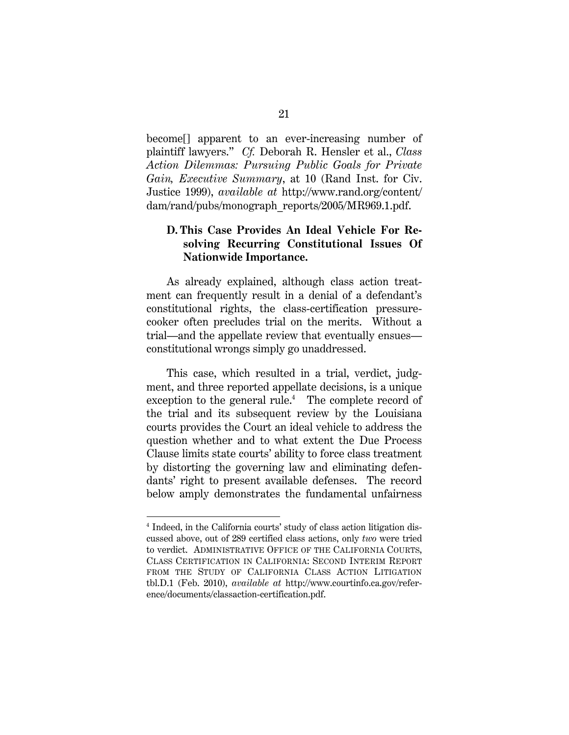become[] apparent to an ever-increasing number of plaintiff lawyers." *Cf.* Deborah R. Hensler et al., *Class Action Dilemmas: Pursuing Public Goals for Private Gain, Executive Summary*, at 10 (Rand Inst. for Civ. Justice 1999), *available at* http://www.rand.org/content/dam/rand/pubs/monograph_reports/2005/MR969.1.pdf.

### D. This Case Provides An Ideal Vehicle For Resolving Recurring Constitutional Issues Of Nationwide Importance.

As already explained, although class action treatment can frequently result in a denial of a defendant's constitutional rights, the class-certification pressure-cooker often precludes trial on the merits. Without a trial—and the appellate review that eventually ensues—constitutional wrongs simply go unaddressed.

This case, which resulted in a trial, verdict, judgment, and three reported appellate decisions, is a unique exception to the general rule.[4] The complete record of the trial and its subsequent review by the Louisiana courts provides the Court an ideal vehicle to address the question whether and to what extent the Due Process Clause limits state courts' ability to force class treatment by distorting the governing law and eliminating defendants' right to present available defenses. The record below amply demonstrates the fundamental unfairness

---

[4] Indeed, in the California courts' study of class action litigation discussed above, out of 289 certified class actions, only *two* were tried to verdict. ADMINISTRATIVE OFFICE OF THE CALIFORNIA COURTS, CLASS CERTIFICATION IN CALIFORNIA: SECOND INTERIM REPORT FROM THE STUDY OF CALIFORNIA CLASS ACTION LITIGATION tbl.D.1 (Feb. 2010), *available at* http://www.courtinfo.ca.gov/reference/documents/classaction-certification.pdf.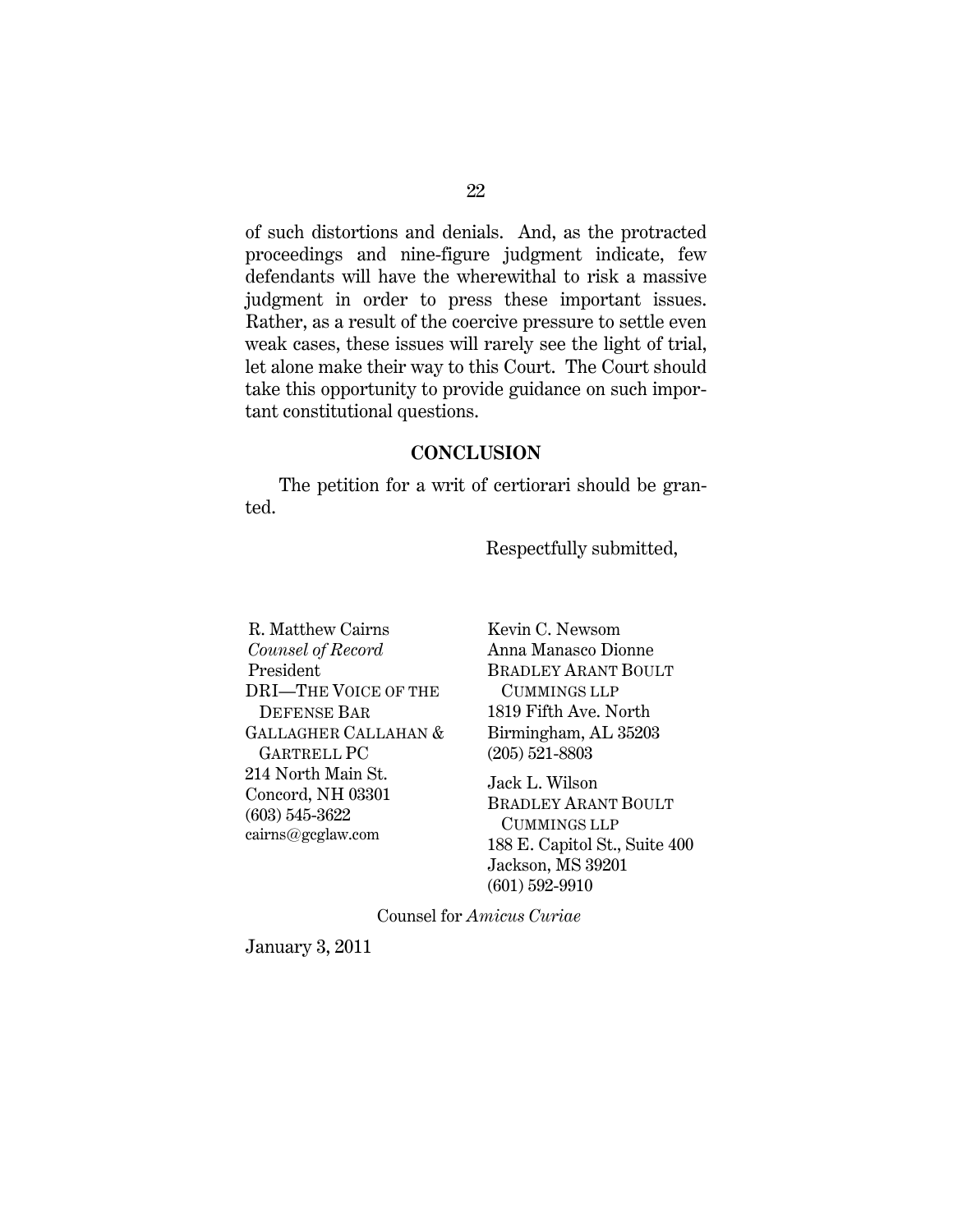of such distortions and denials. And, as the protracted proceedings and nine-figure judgment indicate, few defendants will have the wherewithal to risk a massive judgment in order to press these important issues. Rather, as a result of the coercive pressure to settle even weak cases, these issues will rarely see the light of trial, let alone make their way to this Court. The Court should take this opportunity to provide guidance on such important constitutional questions.

## CONCLUSION

The petition for a writ of certiorari should be granted.

Respectfully submitted,

R. Matthew Cairns
*Counsel of Record*
President
DRI—THE VOICE OF THE DEFENSE BAR
GALLAGHER CALLAHAN & GARTRELL PC
214 North Main St.
Concord, NH 03301
(603) 545-3622
cairns@gcglaw.com

Kevin C. Newsom
Anna Manasco Dionne
BRADLEY ARANT BOULT CUMMINGS LLP
1819 Fifth Ave. North
Birmingham, AL 35203
(205) 521-8803

Jack L. Wilson
BRADLEY ARANT BOULT CUMMINGS LLP
188 E. Capitol St., Suite 400
Jackson, MS 39201
(601) 592-9910

Counsel for *Amicus Curiae*

January 3, 2011